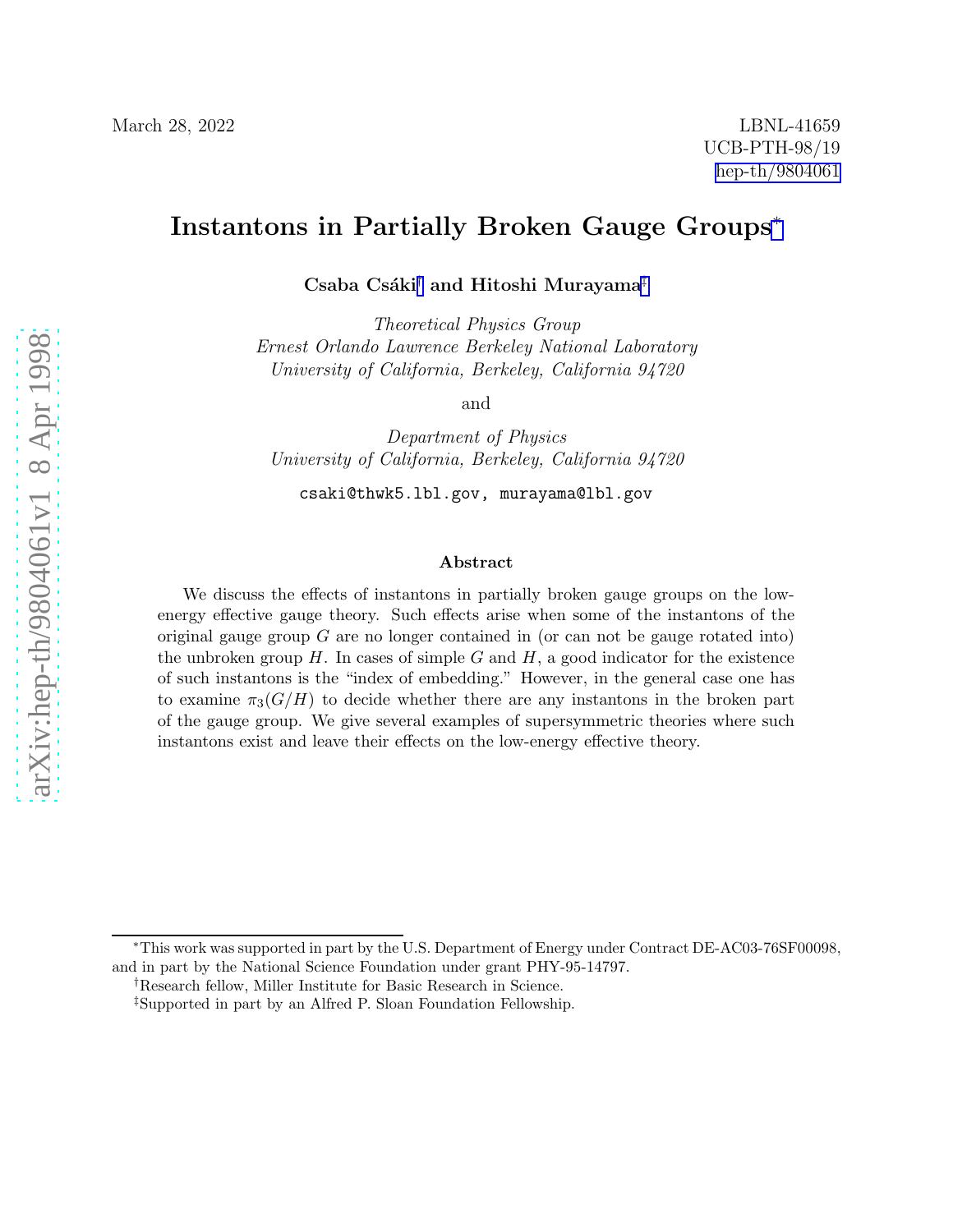March 28, 2022

LBNL-41659
UCB-PTH-98/19
hep-th/9804061

# Instantons in Partially Broken Gauge Groups[*]

**Csaba Csáki[†] and Hitoshi Murayama[‡]**

*Theoretical Physics Group*
*Ernest Orlando Lawrence Berkeley National Laboratory*
*University of California, Berkeley, California 94720*

and

*Department of Physics*
*University of California, Berkeley, California 94720*

`csaki@thwk5.lbl.gov, murayama@lbl.gov`

### Abstract

We discuss the effects of instantons in partially broken gauge groups on the low-energy effective gauge theory. Such effects arise when some of the instantons of the original gauge group $G$ are no longer contained in (or can not be gauge rotated into) the unbroken group $H$. In cases of simple $G$ and $H$, a good indicator for the existence of such instantons is the "index of embedding." However, in the general case one has to examine $\pi_3(G/H)$ to decide whether there are any instantons in the broken part of the gauge group. We give several examples of supersymmetric theories where such instantons exist and leave their effects on the low-energy effective theory.

---

[*] This work was supported in part by the U.S. Department of Energy under Contract DE-AC03-76SF00098, and in part by the National Science Foundation under grant PHY-95-14797.

[†] Research fellow, Miller Institute for Basic Research in Science.

[‡] Supported in part by an Alfred P. Sloan Foundation Fellowship.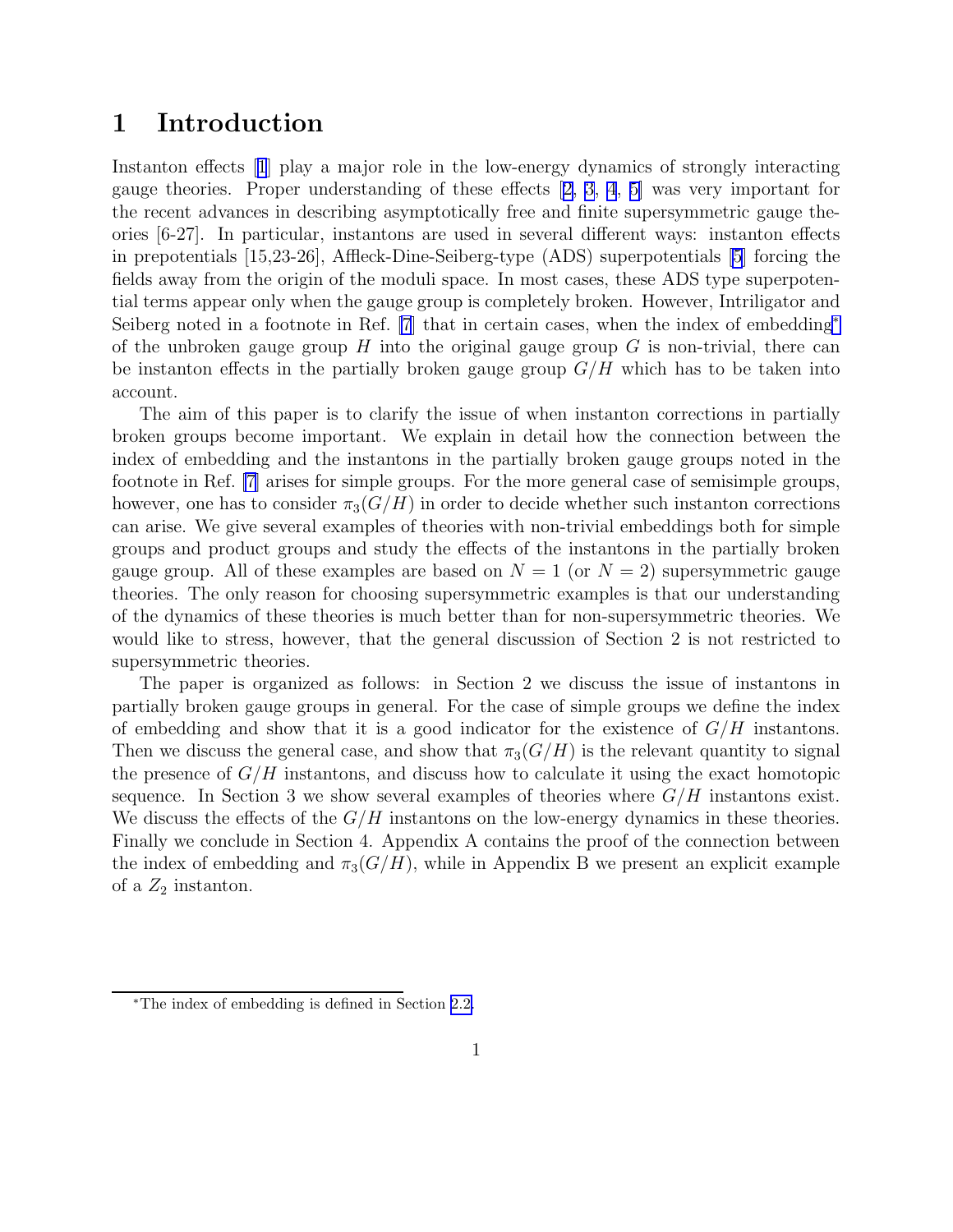# 1 Introduction

Instanton effects [1] play a major role in the low-energy dynamics of strongly interacting gauge theories. Proper understanding of these effects [2, 3, 4, 5] was very important for the recent advances in describing asymptotically free and finite supersymmetric gauge theories [6-27]. In particular, instantons are used in several different ways: instanton effects in prepotentials [15,23-26], Affleck-Dine-Seiberg-type (ADS) superpotentials [5] forcing the fields away from the origin of the moduli space. In most cases, these ADS type superpotential terms appear only when the gauge group is completely broken. However, Intriligator and Seiberg noted in a footnote in Ref. [7] that in certain cases, when the index of embedding* of the unbroken gauge group $H$ into the original gauge group $G$ is non-trivial, there can be instanton effects in the partially broken gauge group $G/H$ which has to be taken into account.

The aim of this paper is to clarify the issue of when instanton corrections in partially broken groups become important. We explain in detail how the connection between the index of embedding and the instantons in the partially broken gauge groups noted in the footnote in Ref. [7] arises for simple groups. For the more general case of semisimple groups, however, one has to consider $\pi_3(G/H)$ in order to decide whether such instanton corrections can arise. We give several examples of theories with non-trivial embeddings both for simple groups and product groups and study the effects of the instantons in the partially broken gauge group. All of these examples are based on $N = 1$ (or $N = 2$) supersymmetric gauge theories. The only reason for choosing supersymmetric examples is that our understanding of the dynamics of these theories is much better than for non-supersymmetric theories. We would like to stress, however, that the general discussion of Section 2 is not restricted to supersymmetric theories.

The paper is organized as follows: in Section 2 we discuss the issue of instantons in partially broken gauge groups in general. For the case of simple groups we define the index of embedding and show that it is a good indicator for the existence of $G/H$ instantons. Then we discuss the general case, and show that $\pi_3(G/H)$ is the relevant quantity to signal the presence of $G/H$ instantons, and discuss how to calculate it using the exact homotopic sequence. In Section 3 we show several examples of theories where $G/H$ instantons exist. We discuss the effects of the $G/H$ instantons on the low-energy dynamics in these theories. Finally we conclude in Section 4. Appendix A contains the proof of the connection between the index of embedding and $\pi_3(G/H)$, while in Appendix B we present an explicit example of a $Z_2$ instanton.

*The index of embedding is defined in Section 2.2.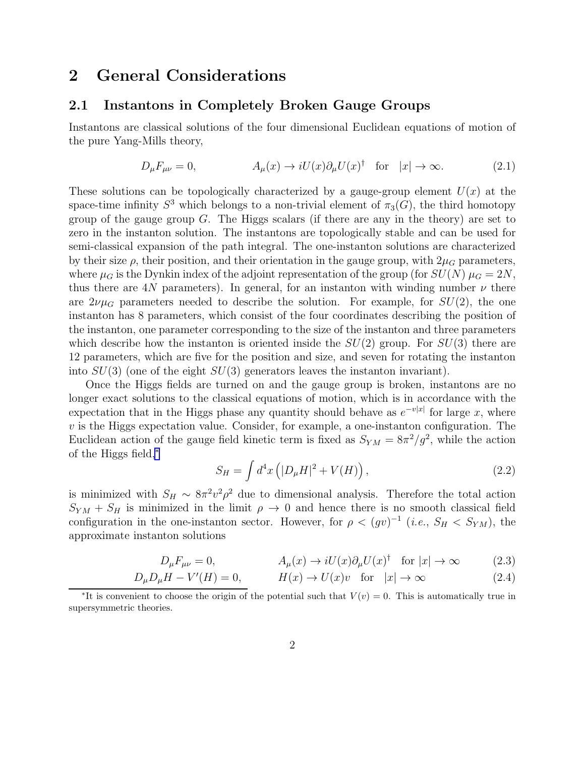## 2 General Considerations

### 2.1 Instantons in Completely Broken Gauge Groups

Instantons are classical solutions of the four dimensional Euclidean equations of motion of the pure Yang-Mills theory,

$$D_\mu F_{\mu\nu} = 0, \qquad\qquad A_\mu(x) \to iU(x)\partial_\mu U(x)^\dagger \quad \text{for} \quad |x| \to \infty. \tag{2.1}$$

These solutions can be topologically characterized by a gauge-group element $U(x)$ at the space-time infinity $S^3$ which belongs to a non-trivial element of $\pi_3(G)$, the third homotopy group of the gauge group $G$. The Higgs scalars (if there are any in the theory) are set to zero in the instanton solution. The instantons are topologically stable and can be used for semi-classical expansion of the path integral. The one-instanton solutions are characterized by their size $\rho$, their position, and their orientation in the gauge group, with $2\mu_G$ parameters, where $\mu_G$ is the Dynkin index of the adjoint representation of the group (for $SU(N)$ $\mu_G = 2N$, thus there are $4N$ parameters). In general, for an instanton with winding number $\nu$ there are $2\nu\mu_G$ parameters needed to describe the solution. For example, for $SU(2)$, the one instanton has 8 parameters, which consist of the four coordinates describing the position of the instanton, one parameter corresponding to the size of the instanton and three parameters which describe how the instanton is oriented inside the $SU(2)$ group. For $SU(3)$ there are 12 parameters, which are five for the position and size, and seven for rotating the instanton into $SU(3)$ (one of the eight $SU(3)$ generators leaves the instanton invariant).

Once the Higgs fields are turned on and the gauge group is broken, instantons are no longer exact solutions to the classical equations of motion, which is in accordance with the expectation that in the Higgs phase any quantity should behave as $e^{-v|x|}$ for large $x$, where $v$ is the Higgs expectation value. Consider, for example, a one-instanton configuration. The Euclidean action of the gauge field kinetic term is fixed as $S_{YM} = 8\pi^2/g^2$, while the action of the Higgs field,*

$$S_H = \int d^4x \left( |D_\mu H|^2 + V(H) \right), \tag{2.2}$$

is minimized with $S_H \sim 8\pi^2 v^2 \rho^2$ due to dimensional analysis. Therefore the total action $S_{YM} + S_H$ is minimized in the limit $\rho \to 0$ and hence there is no smooth classical field configuration in the one-instanton sector. However, for $\rho < (gv)^{-1}$ (*i.e.*, $S_H < S_{YM}$), the approximate instanton solutions

$$D_\mu F_{\mu\nu} = 0, \qquad\qquad A_\mu(x) \to iU(x)\partial_\mu U(x)^\dagger \quad \text{for } |x| \to \infty \tag{2.3}$$

$$D_\mu D_\mu H - V'(H) = 0, \qquad\qquad H(x) \to U(x)v \quad \text{for} \quad |x| \to \infty \tag{2.4}$$

---

*It is convenient to choose the origin of the potential such that $V(v) = 0$. This is automatically true in supersymmetric theories.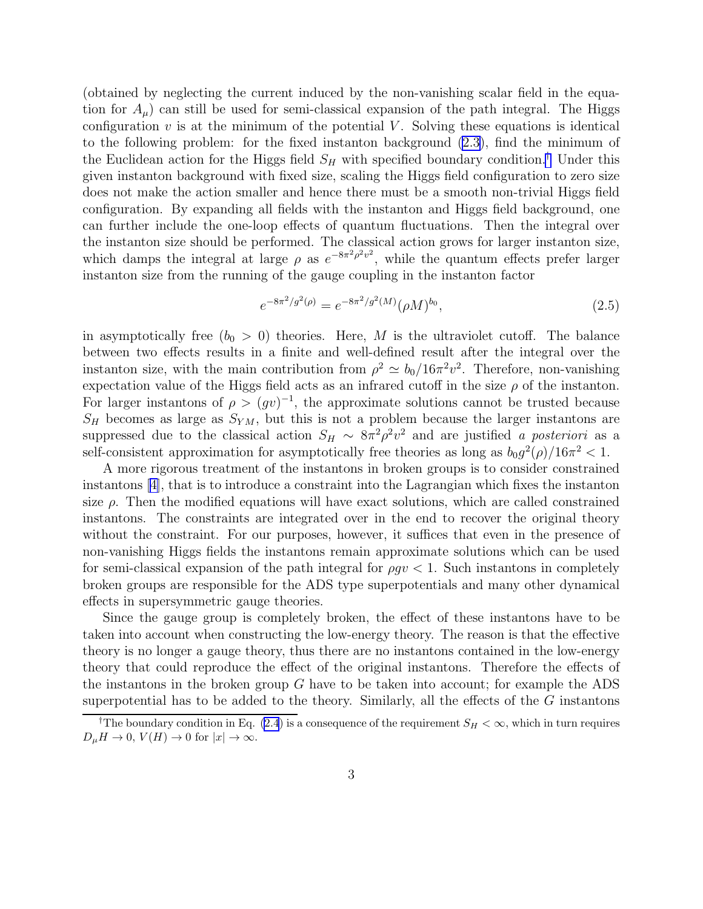(obtained by neglecting the current induced by the non-vanishing scalar field in the equation for $A_\mu$) can still be used for semi-classical expansion of the path integral. The Higgs configuration $v$ is at the minimum of the potential $V$. Solving these equations is identical to the following problem: for the fixed instanton background (2.3), find the minimum of the Euclidean action for the Higgs field $S_H$ with specified boundary condition.† Under this given instanton background with fixed size, scaling the Higgs field configuration to zero size does not make the action smaller and hence there must be a smooth non-trivial Higgs field configuration. By expanding all fields with the instanton and Higgs field background, one can further include the one-loop effects of quantum fluctuations. Then the integral over the instanton size should be performed. The classical action grows for larger instanton size, which damps the integral at large $\rho$ as $e^{-8\pi^2\rho^2 v^2}$, while the quantum effects prefer larger instanton size from the running of the gauge coupling in the instanton factor

$$e^{-8\pi^2/g^2(\rho)} = e^{-8\pi^2/g^2(M)}(\rho M)^{b_0}, \tag{2.5}$$

in asymptotically free ($b_0 > 0$) theories. Here, $M$ is the ultraviolet cutoff. The balance between two effects results in a finite and well-defined result after the integral over the instanton size, with the main contribution from $\rho^2 \simeq b_0/16\pi^2 v^2$. Therefore, non-vanishing expectation value of the Higgs field acts as an infrared cutoff in the size $\rho$ of the instanton. For larger instantons of $\rho > (gv)^{-1}$, the approximate solutions cannot be trusted because $S_H$ becomes as large as $S_{YM}$, but this is not a problem because the larger instantons are suppressed due to the classical action $S_H \sim 8\pi^2\rho^2 v^2$ and are justified *a posteriori* as a self-consistent approximation for asymptotically free theories as long as $b_0 g^2(\rho)/16\pi^2 < 1$.

A more rigorous treatment of the instantons in broken groups is to consider constrained instantons [4], that is to introduce a constraint into the Lagrangian which fixes the instanton size $\rho$. Then the modified equations will have exact solutions, which are called constrained instantons. The constraints are integrated over in the end to recover the original theory without the constraint. For our purposes, however, it suffices that even in the presence of non-vanishing Higgs fields the instantons remain approximate solutions which can be used for semi-classical expansion of the path integral for $\rho g v < 1$. Such instantons in completely broken groups are responsible for the ADS type superpotentials and many other dynamical effects in supersymmetric gauge theories.

Since the gauge group is completely broken, the effect of these instantons have to be taken into account when constructing the low-energy theory. The reason is that the effective theory is no longer a gauge theory, thus there are no instantons contained in the low-energy theory that could reproduce the effect of the original instantons. Therefore the effects of the instantons in the broken group $G$ have to be taken into account; for example the ADS superpotential has to be added to the theory. Similarly, all the effects of the $G$ instantons

†The boundary condition in Eq. (2.4) is a consequence of the requirement $S_H < \infty$, which in turn requires $D_\mu H \to 0$, $V(H) \to 0$ for $|x| \to \infty$.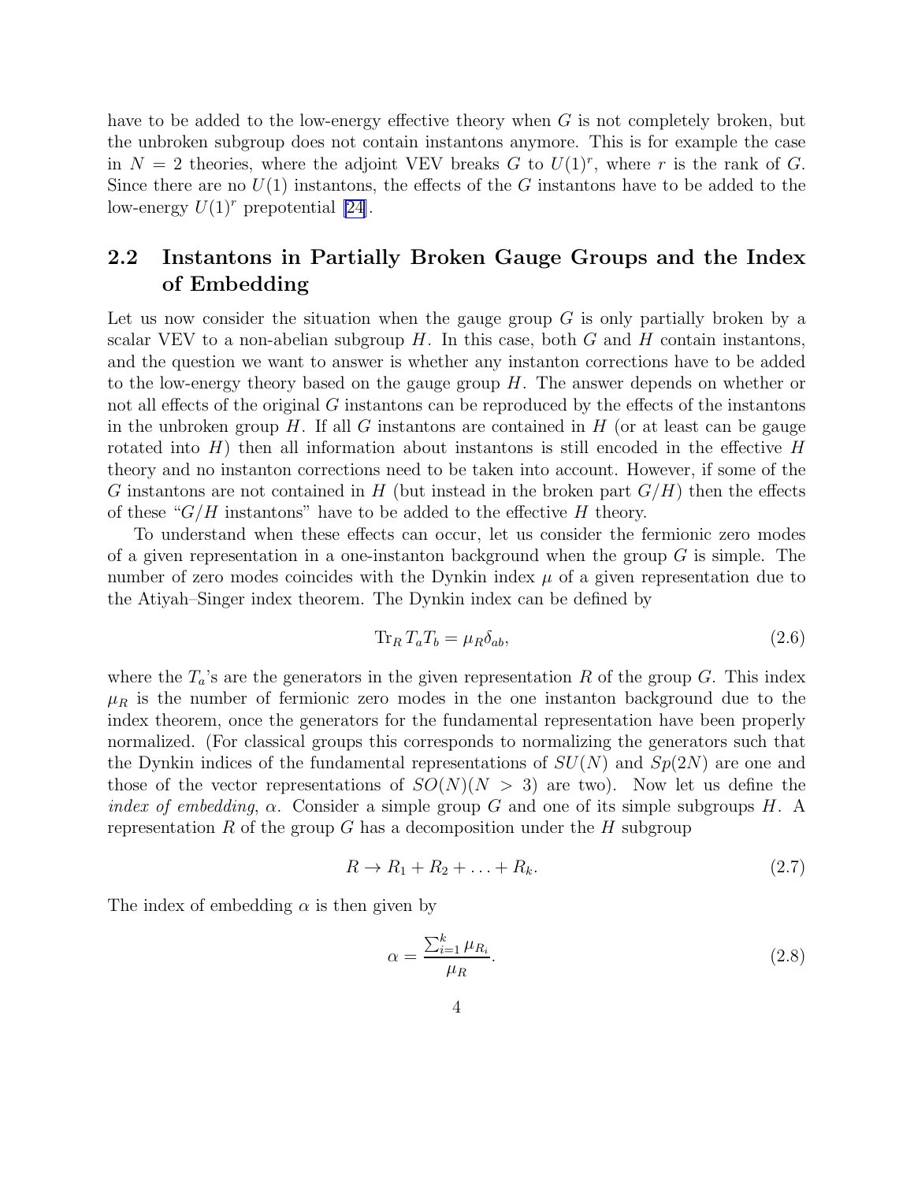have to be added to the low-energy effective theory when $G$ is not completely broken, but the unbroken subgroup does not contain instantons anymore. This is for example the case in $N = 2$ theories, where the adjoint VEV breaks $G$ to $U(1)^r$, where $r$ is the rank of $G$. Since there are no $U(1)$ instantons, the effects of the $G$ instantons have to be added to the low-energy $U(1)^r$ prepotential [24].

## 2.2 Instantons in Partially Broken Gauge Groups and the Index of Embedding

Let us now consider the situation when the gauge group $G$ is only partially broken by a scalar VEV to a non-abelian subgroup $H$. In this case, both $G$ and $H$ contain instantons, and the question we want to answer is whether any instanton corrections have to be added to the low-energy theory based on the gauge group $H$. The answer depends on whether or not all effects of the original $G$ instantons can be reproduced by the effects of the instantons in the unbroken group $H$. If all $G$ instantons are contained in $H$ (or at least can be gauge rotated into $H$) then all information about instantons is still encoded in the effective $H$ theory and no instanton corrections need to be taken into account. However, if some of the $G$ instantons are not contained in $H$ (but instead in the broken part $G/H$) then the effects of these "$G/H$ instantons" have to be added to the effective $H$ theory.

To understand when these effects can occur, let us consider the fermionic zero modes of a given representation in a one-instanton background when the group $G$ is simple. The number of zero modes coincides with the Dynkin index $\mu$ of a given representation due to the Atiyah–Singer index theorem. The Dynkin index can be defined by

$$\mathrm{Tr}_R\, T_a T_b = \mu_R \delta_{ab}, \tag{2.6}$$

where the $T_a$'s are the generators in the given representation $R$ of the group $G$. This index $\mu_R$ is the number of fermionic zero modes in the one instanton background due to the index theorem, once the generators for the fundamental representation have been properly normalized. (For classical groups this corresponds to normalizing the generators such that the Dynkin indices of the fundamental representations of $SU(N)$ and $Sp(2N)$ are one and those of the vector representations of $SO(N) (N > 3)$ are two). Now let us define the *index of embedding*, $\alpha$. Consider a simple group $G$ and one of its simple subgroups $H$. A representation $R$ of the group $G$ has a decomposition under the $H$ subgroup

$$R \to R_1 + R_2 + \ldots + R_k. \tag{2.7}$$

The index of embedding $\alpha$ is then given by

$$\alpha = \frac{\sum_{i=1}^{k} \mu_{R_i}}{\mu_R}. \tag{2.8}$$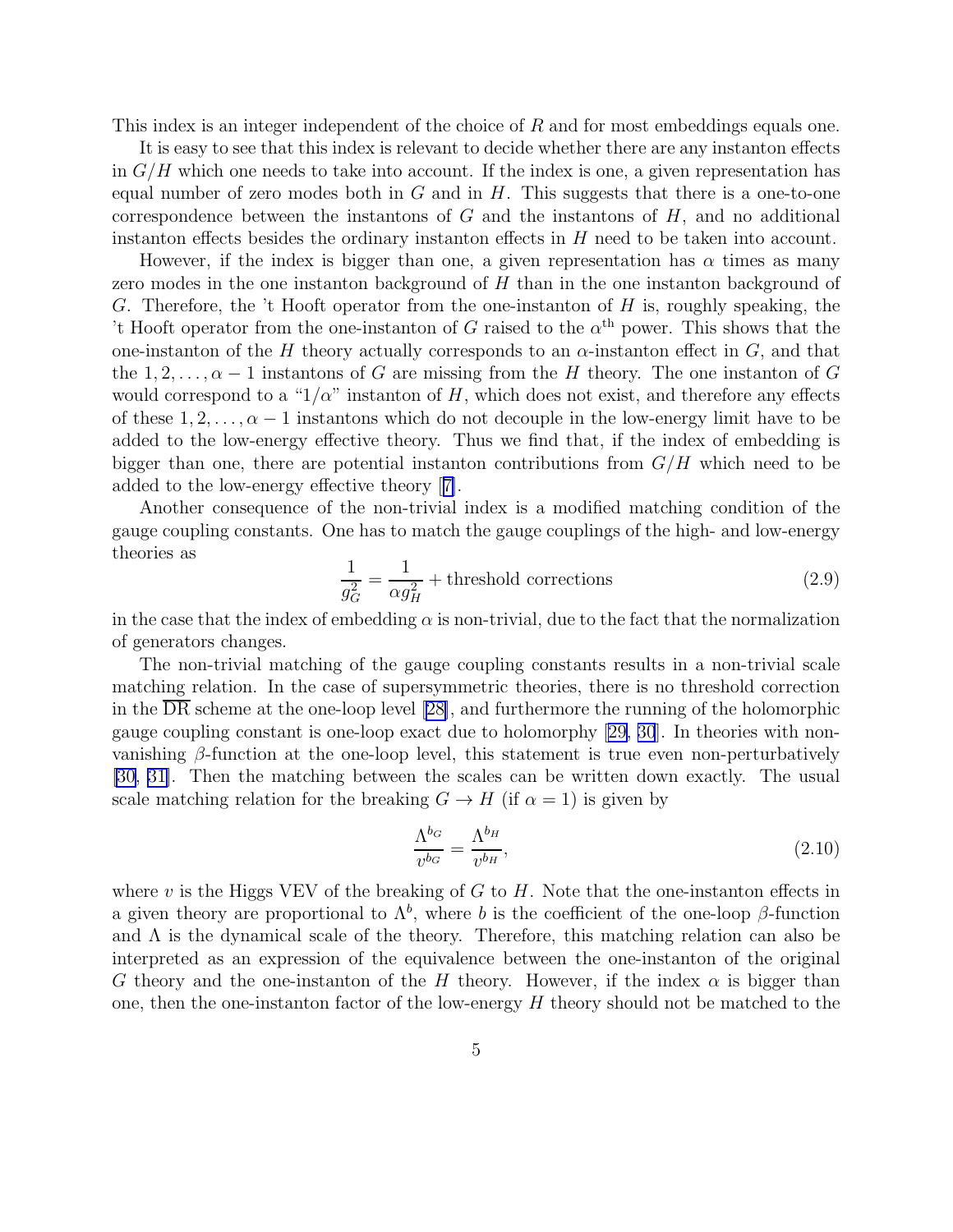This index is an integer independent of the choice of $R$ and for most embeddings equals one.

It is easy to see that this index is relevant to decide whether there are any instanton effects in $G/H$ which one needs to take into account. If the index is one, a given representation has equal number of zero modes both in $G$ and in $H$. This suggests that there is a one-to-one correspondence between the instantons of $G$ and the instantons of $H$, and no additional instanton effects besides the ordinary instanton effects in $H$ need to be taken into account.

However, if the index is bigger than one, a given representation has $\alpha$ times as many zero modes in the one instanton background of $H$ than in the one instanton background of $G$. Therefore, the 't Hooft operator from the one-instanton of $H$ is, roughly speaking, the 't Hooft operator from the one-instanton of $G$ raised to the $\alpha^{\text{th}}$ power. This shows that the one-instanton of the $H$ theory actually corresponds to an $\alpha$-instanton effect in $G$, and that the $1, 2, \ldots, \alpha - 1$ instantons of $G$ are missing from the $H$ theory. The one instanton of $G$ would correspond to a "$1/\alpha$" instanton of $H$, which does not exist, and therefore any effects of these $1, 2, \ldots, \alpha - 1$ instantons which do not decouple in the low-energy limit have to be added to the low-energy effective theory. Thus we find that, if the index of embedding is bigger than one, there are potential instanton contributions from $G/H$ which need to be added to the low-energy effective theory [7].

Another consequence of the non-trivial index is a modified matching condition of the gauge coupling constants. One has to match the gauge couplings of the high- and low-energy theories as

$$\frac{1}{g_G^2} = \frac{1}{\alpha g_H^2} + \text{threshold corrections} \tag{2.9}$$

in the case that the index of embedding $\alpha$ is non-trivial, due to the fact that the normalization of generators changes.

The non-trivial matching of the gauge coupling constants results in a non-trivial scale matching relation. In the case of supersymmetric theories, there is no threshold correction in the $\overline{\text{DR}}$ scheme at the one-loop level [28], and furthermore the running of the holomorphic gauge coupling constant is one-loop exact due to holomorphy [29, 30]. In theories with non-vanishing $\beta$-function at the one-loop level, this statement is true even non-perturbatively [30, 31]. Then the matching between the scales can be written down exactly. The usual scale matching relation for the breaking $G \to H$ (if $\alpha = 1$) is given by

$$\frac{\Lambda^{b_G}}{v^{b_G}} = \frac{\Lambda^{b_H}}{v^{b_H}}, \tag{2.10}$$

where $v$ is the Higgs VEV of the breaking of $G$ to $H$. Note that the one-instanton effects in a given theory are proportional to $\Lambda^b$, where $b$ is the coefficient of the one-loop $\beta$-function and $\Lambda$ is the dynamical scale of the theory. Therefore, this matching relation can also be interpreted as an expression of the equivalence between the one-instanton of the original $G$ theory and the one-instanton of the $H$ theory. However, if the index $\alpha$ is bigger than one, then the one-instanton factor of the low-energy $H$ theory should not be matched to the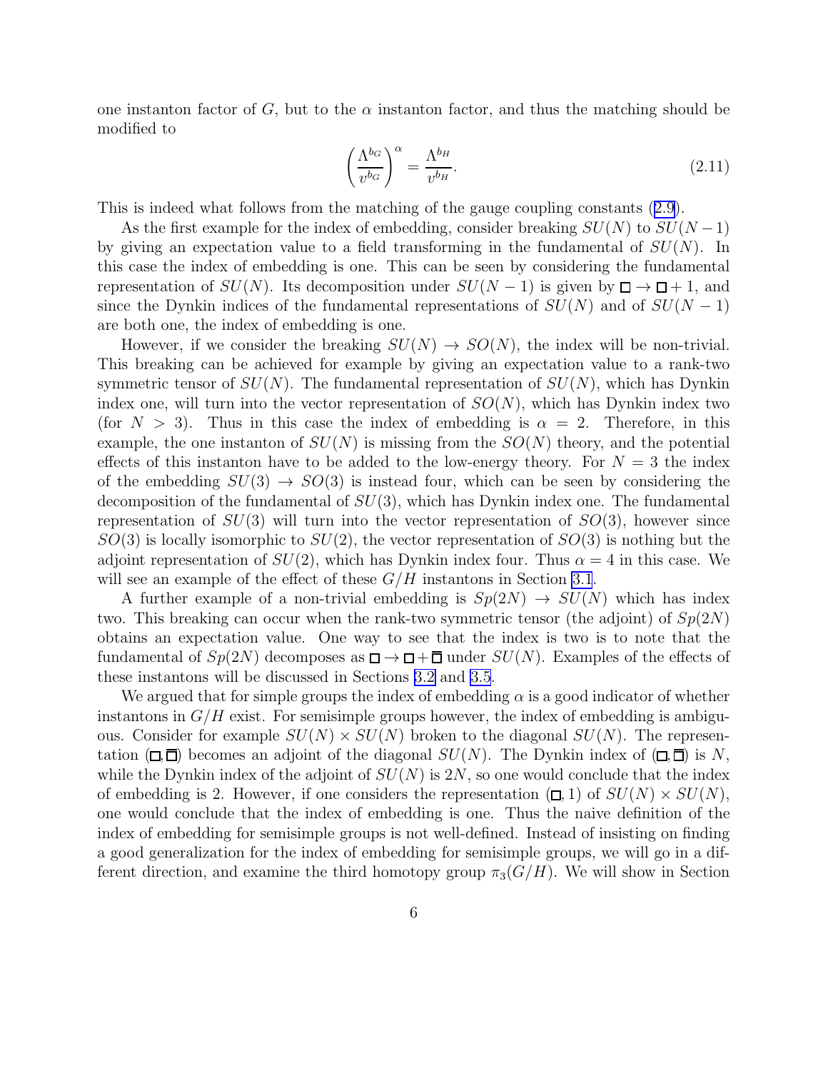one instanton factor of $G$, but to the $\alpha$ instanton factor, and thus the matching should be modified to

$$\left(\frac{\Lambda^{b_G}}{v^{b_G}}\right)^{\alpha} = \frac{\Lambda^{b_H}}{v^{b_H}}. \tag{2.11}$$

This is indeed what follows from the matching of the gauge coupling constants (2.9).

As the first example for the index of embedding, consider breaking $SU(N)$ to $SU(N-1)$ by giving an expectation value to a field transforming in the fundamental of $SU(N)$. In this case the index of embedding is one. This can be seen by considering the fundamental representation of $SU(N)$. Its decomposition under $SU(N-1)$ is given by $\square \to \square + 1$, and since the Dynkin indices of the fundamental representations of $SU(N)$ and of $SU(N-1)$ are both one, the index of embedding is one.

However, if we consider the breaking $SU(N) \to SO(N)$, the index will be non-trivial. This breaking can be achieved for example by giving an expectation value to a rank-two symmetric tensor of $SU(N)$. The fundamental representation of $SU(N)$, which has Dynkin index one, will turn into the vector representation of $SO(N)$, which has Dynkin index two (for $N > 3$). Thus in this case the index of embedding is $\alpha = 2$. Therefore, in this example, the one instanton of $SU(N)$ is missing from the $SO(N)$ theory, and the potential effects of this instanton have to be added to the low-energy theory. For $N = 3$ the index of the embedding $SU(3) \to SO(3)$ is instead four, which can be seen by considering the decomposition of the fundamental of $SU(3)$, which has Dynkin index one. The fundamental representation of $SU(3)$ will turn into the vector representation of $SO(3)$, however since $SO(3)$ is locally isomorphic to $SU(2)$, the vector representation of $SO(3)$ is nothing but the adjoint representation of $SU(2)$, which has Dynkin index four. Thus $\alpha = 4$ in this case. We will see an example of the effect of these $G/H$ instantons in Section 3.1.

A further example of a non-trivial embedding is $Sp(2N) \to SU(N)$ which has index two. This breaking can occur when the rank-two symmetric tensor (the adjoint) of $Sp(2N)$ obtains an expectation value. One way to see that the index is two is to note that the fundamental of $Sp(2N)$ decomposes as $\square \to \square + \overline{\square}$ under $SU(N)$. Examples of the effects of these instantons will be discussed in Sections 3.2 and 3.5.

We argued that for simple groups the index of embedding $\alpha$ is a good indicator of whether instantons in $G/H$ exist. For semisimple groups however, the index of embedding is ambiguous. Consider for example $SU(N) \times SU(N)$ broken to the diagonal $SU(N)$. The representation $(\square, \overline{\square})$ becomes an adjoint of the diagonal $SU(N)$. The Dynkin index of $(\square, \overline{\square})$ is $N$, while the Dynkin index of the adjoint of $SU(N)$ is $2N$, so one would conclude that the index of embedding is 2. However, if one considers the representation $(\square, 1)$ of $SU(N) \times SU(N)$, one would conclude that the index of embedding is one. Thus the naive definition of the index of embedding for semisimple groups is not well-defined. Instead of insisting on finding a good generalization for the index of embedding for semisimple groups, we will go in a different direction, and examine the third homotopy group $\pi_3(G/H)$. We will show in Section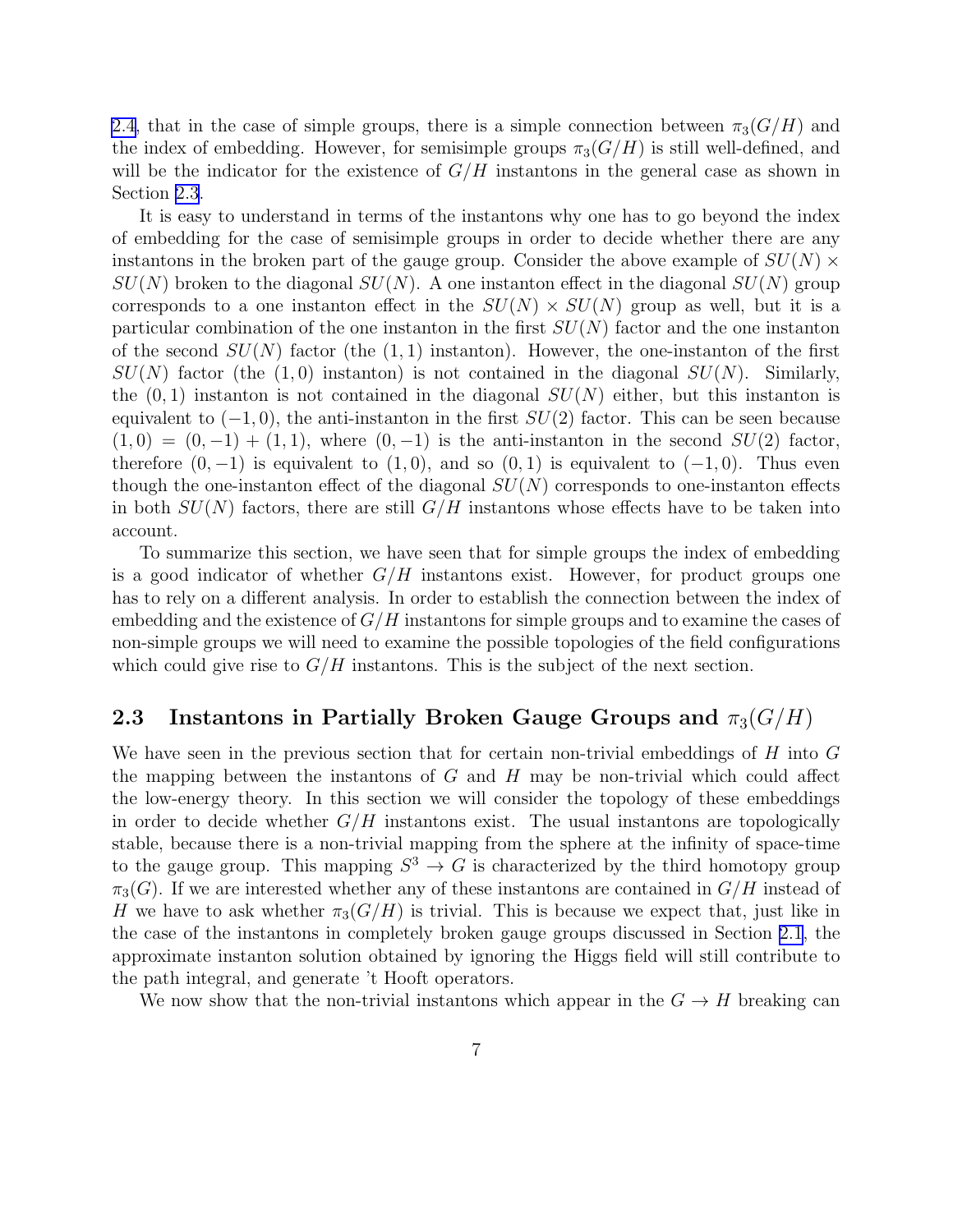2.4, that in the case of simple groups, there is a simple connection between $\pi_3(G/H)$ and the index of embedding. However, for semisimple groups $\pi_3(G/H)$ is still well-defined, and will be the indicator for the existence of $G/H$ instantons in the general case as shown in Section 2.3.

It is easy to understand in terms of the instantons why one has to go beyond the index of embedding for the case of semisimple groups in order to decide whether there are any instantons in the broken part of the gauge group. Consider the above example of $SU(N) \times SU(N)$ broken to the diagonal $SU(N)$. A one instanton effect in the diagonal $SU(N)$ group corresponds to a one instanton effect in the $SU(N) \times SU(N)$ group as well, but it is a particular combination of the one instanton in the first $SU(N)$ factor and the one instanton of the second $SU(N)$ factor (the $(1,1)$ instanton). However, the one-instanton of the first $SU(N)$ factor (the $(1,0)$ instanton) is not contained in the diagonal $SU(N)$. Similarly, the $(0,1)$ instanton is not contained in the diagonal $SU(N)$ either, but this instanton is equivalent to $(-1,0)$, the anti-instanton in the first $SU(2)$ factor. This can be seen because $(1,0) = (0,-1) + (1,1)$, where $(0,-1)$ is the anti-instanton in the second $SU(2)$ factor, therefore $(0,-1)$ is equivalent to $(1,0)$, and so $(0,1)$ is equivalent to $(-1,0)$. Thus even though the one-instanton effect of the diagonal $SU(N)$ corresponds to one-instanton effects in both $SU(N)$ factors, there are still $G/H$ instantons whose effects have to be taken into account.

To summarize this section, we have seen that for simple groups the index of embedding is a good indicator of whether $G/H$ instantons exist. However, for product groups one has to rely on a different analysis. In order to establish the connection between the index of embedding and the existence of $G/H$ instantons for simple groups and to examine the cases of non-simple groups we will need to examine the possible topologies of the field configurations which could give rise to $G/H$ instantons. This is the subject of the next section.

## 2.3 Instantons in Partially Broken Gauge Groups and $\pi_3(G/H)$

We have seen in the previous section that for certain non-trivial embeddings of $H$ into $G$ the mapping between the instantons of $G$ and $H$ may be non-trivial which could affect the low-energy theory. In this section we will consider the topology of these embeddings in order to decide whether $G/H$ instantons exist. The usual instantons are topologically stable, because there is a non-trivial mapping from the sphere at the infinity of space-time to the gauge group. This mapping $S^3 \to G$ is characterized by the third homotopy group $\pi_3(G)$. If we are interested whether any of these instantons are contained in $G/H$ instead of $H$ we have to ask whether $\pi_3(G/H)$ is trivial. This is because we expect that, just like in the case of the instantons in completely broken gauge groups discussed in Section 2.1, the approximate instanton solution obtained by ignoring the Higgs field will still contribute to the path integral, and generate 't Hooft operators.

We now show that the non-trivial instantons which appear in the $G \to H$ breaking can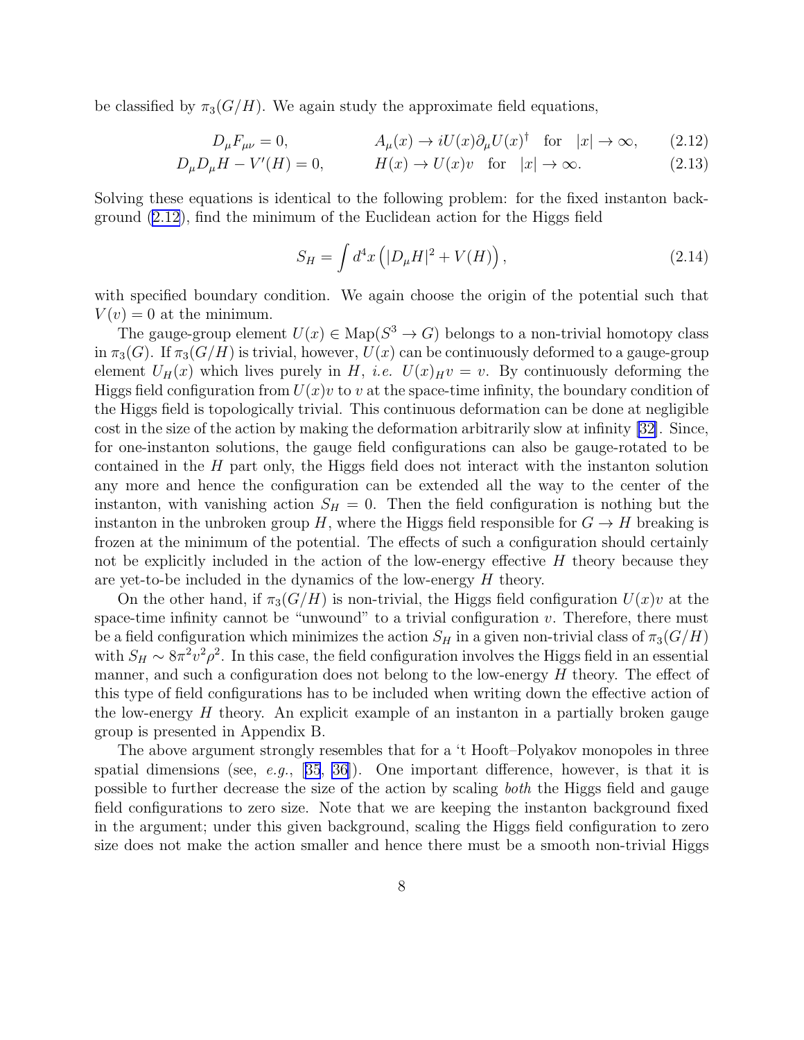be classified by $\pi_3(G/H)$. We again study the approximate field equations,

$$D_\mu F_{\mu\nu} = 0, \qquad A_\mu(x) \to iU(x)\partial_\mu U(x)^\dagger \quad \text{for} \quad |x| \to \infty, \tag{2.12}$$

$$D_\mu D_\mu H - V'(H) = 0, \qquad H(x) \to U(x)v \quad \text{for} \quad |x| \to \infty. \tag{2.13}$$

Solving these equations is identical to the following problem: for the fixed instanton background (2.12), find the minimum of the Euclidean action for the Higgs field

$$S_H = \int d^4x \left( |D_\mu H|^2 + V(H) \right), \tag{2.14}$$

with specified boundary condition. We again choose the origin of the potential such that $V(v) = 0$ at the minimum.

The gauge-group element $U(x) \in \text{Map}(S^3 \to G)$ belongs to a non-trivial homotopy class in $\pi_3(G)$. If $\pi_3(G/H)$ is trivial, however, $U(x)$ can be continuously deformed to a gauge-group element $U_H(x)$ which lives purely in $H$, *i.e.* $U(x)_H v = v$. By continuously deforming the Higgs field configuration from $U(x)v$ to $v$ at the space-time infinity, the boundary condition of the Higgs field is topologically trivial. This continuous deformation can be done at negligible cost in the size of the action by making the deformation arbitrarily slow at infinity [32]. Since, for one-instanton solutions, the gauge field configurations can also be gauge-rotated to be contained in the $H$ part only, the Higgs field does not interact with the instanton solution any more and hence the configuration can be extended all the way to the center of the instanton, with vanishing action $S_H = 0$. Then the field configuration is nothing but the instanton in the unbroken group $H$, where the Higgs field responsible for $G \to H$ breaking is frozen at the minimum of the potential. The effects of such a configuration should certainly not be explicitly included in the action of the low-energy effective $H$ theory because they are yet-to-be included in the dynamics of the low-energy $H$ theory.

On the other hand, if $\pi_3(G/H)$ is non-trivial, the Higgs field configuration $U(x)v$ at the space-time infinity cannot be "unwound" to a trivial configuration $v$. Therefore, there must be a field configuration which minimizes the action $S_H$ in a given non-trivial class of $\pi_3(G/H)$ with $S_H \sim 8\pi^2 v^2 \rho^2$. In this case, the field configuration involves the Higgs field in an essential manner, and such a configuration does not belong to the low-energy $H$ theory. The effect of this type of field configurations has to be included when writing down the effective action of the low-energy $H$ theory. An explicit example of an instanton in a partially broken gauge group is presented in Appendix B.

The above argument strongly resembles that for a 't Hooft–Polyakov monopoles in three spatial dimensions (see, *e.g.*, [35, 36]). One important difference, however, is that it is possible to further decrease the size of the action by scaling *both* the Higgs field and gauge field configurations to zero size. Note that we are keeping the instanton background fixed in the argument; under this given background, scaling the Higgs field configuration to zero size does not make the action smaller and hence there must be a smooth non-trivial Higgs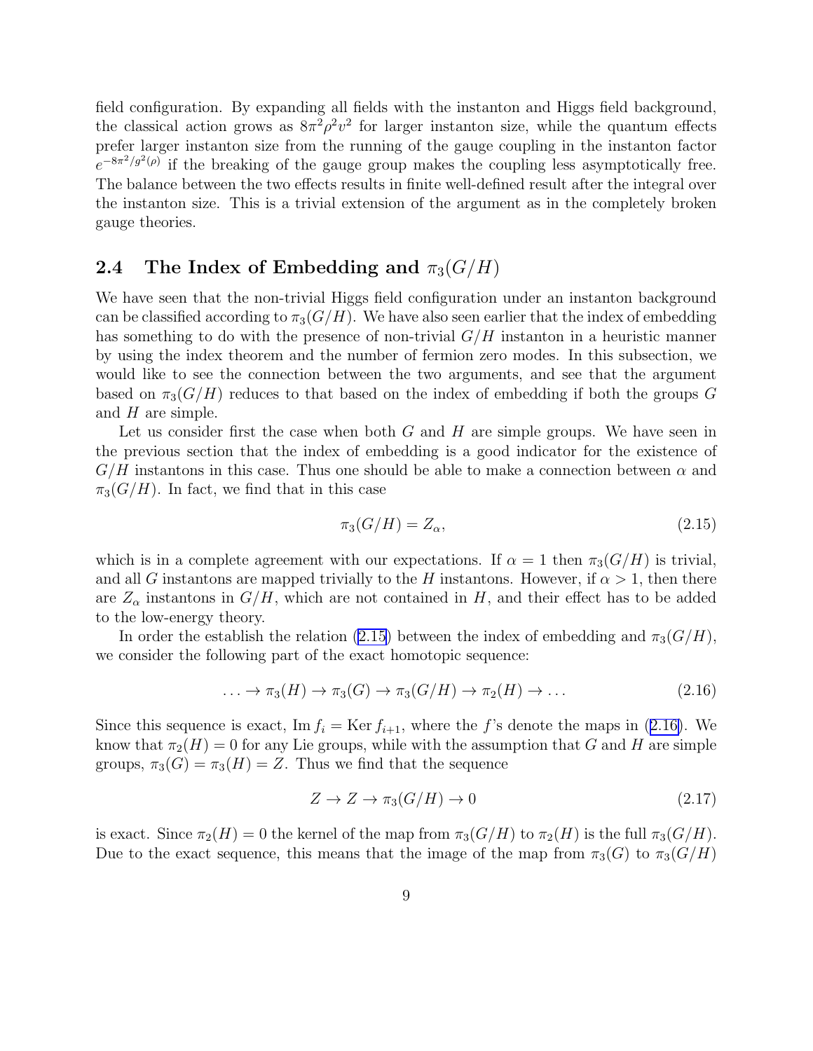field configuration. By expanding all fields with the instanton and Higgs field background, the classical action grows as $8\pi^2\rho^2 v^2$ for larger instanton size, while the quantum effects prefer larger instanton size from the running of the gauge coupling in the instanton factor $e^{-8\pi^2/g^2(\rho)}$ if the breaking of the gauge group makes the coupling less asymptotically free. The balance between the two effects results in finite well-defined result after the integral over the instanton size. This is a trivial extension of the argument as in the completely broken gauge theories.

## 2.4 The Index of Embedding and $\pi_3(G/H)$

We have seen that the non-trivial Higgs field configuration under an instanton background can be classified according to $\pi_3(G/H)$. We have also seen earlier that the index of embedding has something to do with the presence of non-trivial $G/H$ instanton in a heuristic manner by using the index theorem and the number of fermion zero modes. In this subsection, we would like to see the connection between the two arguments, and see that the argument based on $\pi_3(G/H)$ reduces to that based on the index of embedding if both the groups $G$ and $H$ are simple.

Let us consider first the case when both $G$ and $H$ are simple groups. We have seen in the previous section that the index of embedding is a good indicator for the existence of $G/H$ instantons in this case. Thus one should be able to make a connection between $\alpha$ and $\pi_3(G/H)$. In fact, we find that in this case

$$\pi_3(G/H) = Z_\alpha, \tag{2.15}$$

which is in a complete agreement with our expectations. If $\alpha = 1$ then $\pi_3(G/H)$ is trivial, and all $G$ instantons are mapped trivially to the $H$ instantons. However, if $\alpha > 1$, then there are $Z_\alpha$ instantons in $G/H$, which are not contained in $H$, and their effect has to be added to the low-energy theory.

In order the establish the relation (2.15) between the index of embedding and $\pi_3(G/H)$, we consider the following part of the exact homotopic sequence:

$$\ldots \to \pi_3(H) \to \pi_3(G) \to \pi_3(G/H) \to \pi_2(H) \to \ldots \tag{2.16}$$

Since this sequence is exact, $\mathrm{Im}\, f_i = \mathrm{Ker}\, f_{i+1}$, where the $f$'s denote the maps in (2.16). We know that $\pi_2(H) = 0$ for any Lie groups, while with the assumption that $G$ and $H$ are simple groups, $\pi_3(G) = \pi_3(H) = Z$. Thus we find that the sequence

$$Z \to Z \to \pi_3(G/H) \to 0 \tag{2.17}$$

is exact. Since $\pi_2(H) = 0$ the kernel of the map from $\pi_3(G/H)$ to $\pi_2(H)$ is the full $\pi_3(G/H)$. Due to the exact sequence, this means that the image of the map from $\pi_3(G)$ to $\pi_3(G/H)$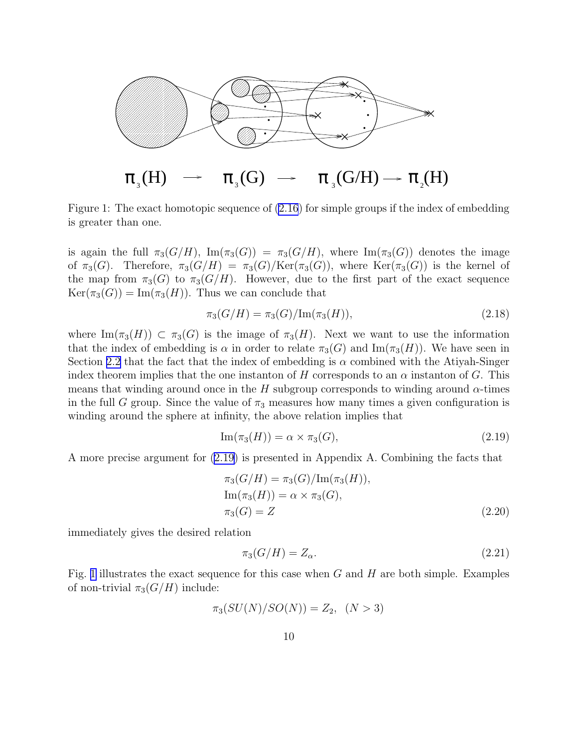$\pi_3(H) \longrightarrow \pi_3(G) \longrightarrow \pi_3(G/H) \longrightarrow \pi_2(H)$

Figure 1: The exact homotopic sequence of (2.16) for simple groups if the index of embedding is greater than one.

is again the full $\pi_3(G/H)$, $\text{Im}(\pi_3(G)) = \pi_3(G/H)$, where $\text{Im}(\pi_3(G))$ denotes the image of $\pi_3(G)$. Therefore, $\pi_3(G/H) = \pi_3(G)/\text{Ker}(\pi_3(G))$, where $\text{Ker}(\pi_3(G))$ is the kernel of the map from $\pi_3(G)$ to $\pi_3(G/H)$. However, due to the first part of the exact sequence $\text{Ker}(\pi_3(G)) = \text{Im}(\pi_3(H))$. Thus we can conclude that

$$\pi_3(G/H) = \pi_3(G)/\text{Im}(\pi_3(H)), \tag{2.18}$$

where $\text{Im}(\pi_3(H)) \subset \pi_3(G)$ is the image of $\pi_3(H)$. Next we want to use the information that the index of embedding is $\alpha$ in order to relate $\pi_3(G)$ and $\text{Im}(\pi_3(H))$. We have seen in Section 2.2 that the fact that the index of embedding is $\alpha$ combined with the Atiyah-Singer index theorem implies that the one instanton of $H$ corresponds to an $\alpha$ instanton of $G$. This means that winding around once in the $H$ subgroup corresponds to winding around $\alpha$-times in the full $G$ group. Since the value of $\pi_3$ measures how many times a given configuration is winding around the sphere at infinity, the above relation implies that

$$\text{Im}(\pi_3(H)) = \alpha \times \pi_3(G), \tag{2.19}$$

A more precise argument for (2.19) is presented in Appendix A. Combining the facts that

$$\begin{aligned} &\pi_3(G/H) = \pi_3(G)/\text{Im}(\pi_3(H)), \\ &\text{Im}(\pi_3(H)) = \alpha \times \pi_3(G), \\ &\pi_3(G) = Z \end{aligned} \tag{2.20}$$

immediately gives the desired relation

$$\pi_3(G/H) = Z_\alpha. \tag{2.21}$$

Fig. 1 illustrates the exact sequence for this case when $G$ and $H$ are both simple. Examples of non-trivial $\pi_3(G/H)$ include:

$$\pi_3(SU(N)/SO(N)) = Z_2, \quad (N > 3)$$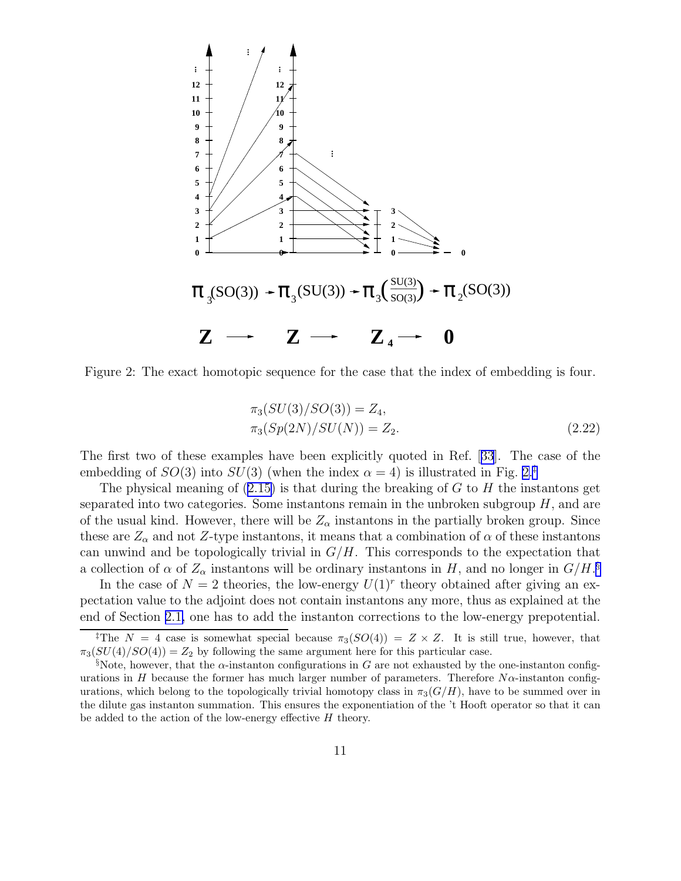Figure 2: The exact homotopic sequence for the case that the index of embedding is four.

$$
\begin{aligned}
&\pi_3(SU(3)/SO(3)) = Z_4, \\
&\pi_3(Sp(2N)/SU(N)) = Z_2.
\end{aligned}
\tag{2.22}
$$

The first two of these examples have been explicitly quoted in Ref. [33]. The case of the embedding of $SO(3)$ into $SU(3)$ (when the index $\alpha = 4$) is illustrated in Fig. 2.[‡]

The physical meaning of (2.15) is that during the breaking of $G$ to $H$ the instantons get separated into two categories. Some instantons remain in the unbroken subgroup $H$, and are of the usual kind. However, there will be $Z_\alpha$ instantons in the partially broken group. Since these are $Z_\alpha$ and not $Z$-type instantons, it means that a combination of $\alpha$ of these instantons can unwind and be topologically trivial in $G/H$. This corresponds to the expectation that a collection of $\alpha$ of $Z_\alpha$ instantons will be ordinary instantons in $H$, and no longer in $G/H$.[§]

In the case of $N = 2$ theories, the low-energy $U(1)^r$ theory obtained after giving an expectation value to the adjoint does not contain instantons any more, thus as explained at the end of Section 2.1, one has to add the instanton corrections to the low-energy prepotential.

[‡]The $N = 4$ case is somewhat special because $\pi_3(SO(4)) = Z \times Z$. It is still true, however, that $\pi_3(SU(4)/SO(4)) = Z_2$ by following the same argument here for this particular case.

[§]Note, however, that the $\alpha$-instanton configurations in $G$ are not exhausted by the one-instanton configurations in $H$ because the former has much larger number of parameters. Therefore $N\alpha$-instanton configurations, which belong to the topologically trivial homotopy class in $\pi_3(G/H)$, have to be summed over in the dilute gas instanton summation. This ensures the exponentiation of the 't Hooft operator so that it can be added to the action of the low-energy effective $H$ theory.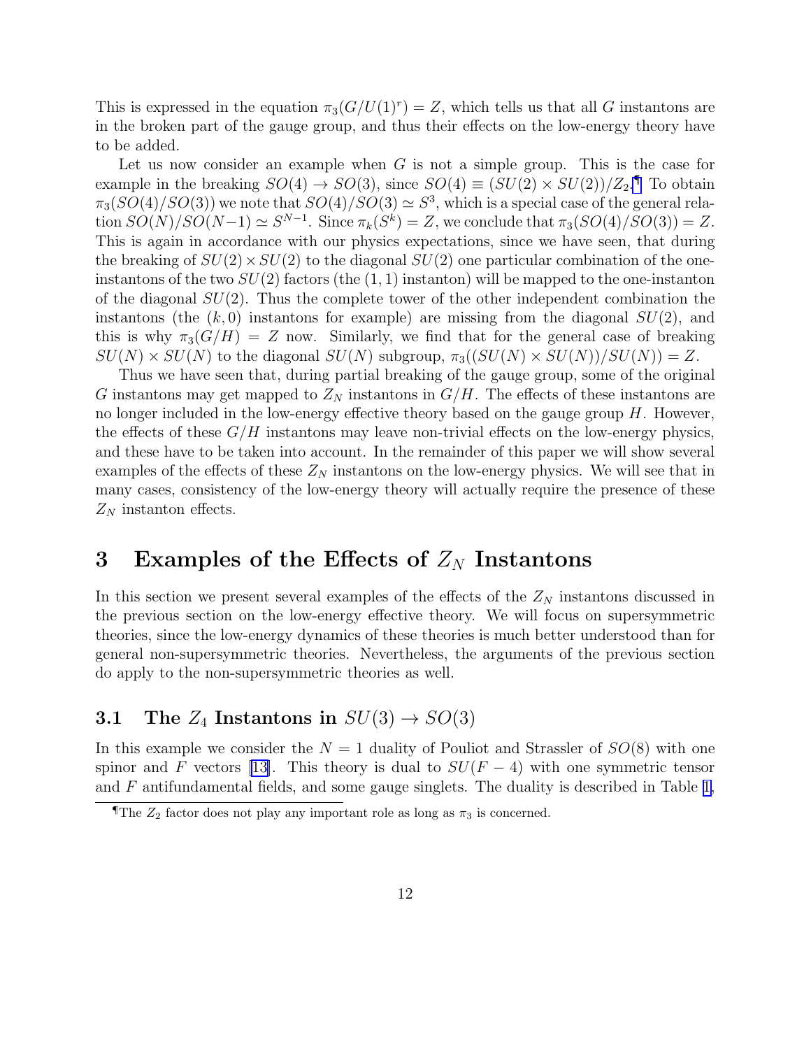This is expressed in the equation $\pi_3(G/U(1)^r) = Z$, which tells us that all $G$ instantons are in the broken part of the gauge group, and thus their effects on the low-energy theory have to be added.

Let us now consider an example when $G$ is not a simple group. This is the case for example in the breaking $SO(4) \to SO(3)$, since $SO(4) \equiv (SU(2) \times SU(2))/Z_2$.[¶] To obtain $\pi_3(SO(4)/SO(3))$ we note that $SO(4)/SO(3) \simeq S^3$, which is a special case of the general relation $SO(N)/SO(N-1) \simeq S^{N-1}$. Since $\pi_k(S^k) = Z$, we conclude that $\pi_3(SO(4)/SO(3)) = Z$. This is again in accordance with our physics expectations, since we have seen, that during the breaking of $SU(2) \times SU(2)$ to the diagonal $SU(2)$ one particular combination of the one-instantons of the two $SU(2)$ factors (the $(1,1)$ instanton) will be mapped to the one-instanton of the diagonal $SU(2)$. Thus the complete tower of the other independent combination the instantons (the $(k,0)$ instantons for example) are missing from the diagonal $SU(2)$, and this is why $\pi_3(G/H) = Z$ now. Similarly, we find that for the general case of breaking $SU(N) \times SU(N)$ to the diagonal $SU(N)$ subgroup, $\pi_3((SU(N) \times SU(N))/SU(N)) = Z$.

Thus we have seen that, during partial breaking of the gauge group, some of the original $G$ instantons may get mapped to $Z_N$ instantons in $G/H$. The effects of these instantons are no longer included in the low-energy effective theory based on the gauge group $H$. However, the effects of these $G/H$ instantons may leave non-trivial effects on the low-energy physics, and these have to be taken into account. In the remainder of this paper we will show several examples of the effects of these $Z_N$ instantons on the low-energy physics. We will see that in many cases, consistency of the low-energy theory will actually require the presence of these $Z_N$ instanton effects.

## 3 Examples of the Effects of $Z_N$ Instantons

In this section we present several examples of the effects of the $Z_N$ instantons discussed in the previous section on the low-energy effective theory. We will focus on supersymmetric theories, since the low-energy dynamics of these theories is much better understood than for general non-supersymmetric theories. Nevertheless, the arguments of the previous section do apply to the non-supersymmetric theories as well.

### 3.1 The $Z_4$ Instantons in $SU(3) \to SO(3)$

In this example we consider the $N = 1$ duality of Pouliot and Strassler of $SO(8)$ with one spinor and $F$ vectors [13]. This theory is dual to $SU(F-4)$ with one symmetric tensor and $F$ antifundamental fields, and some gauge singlets. The duality is described in Table 1,

[¶] The $Z_2$ factor does not play any important role as long as $\pi_3$ is concerned.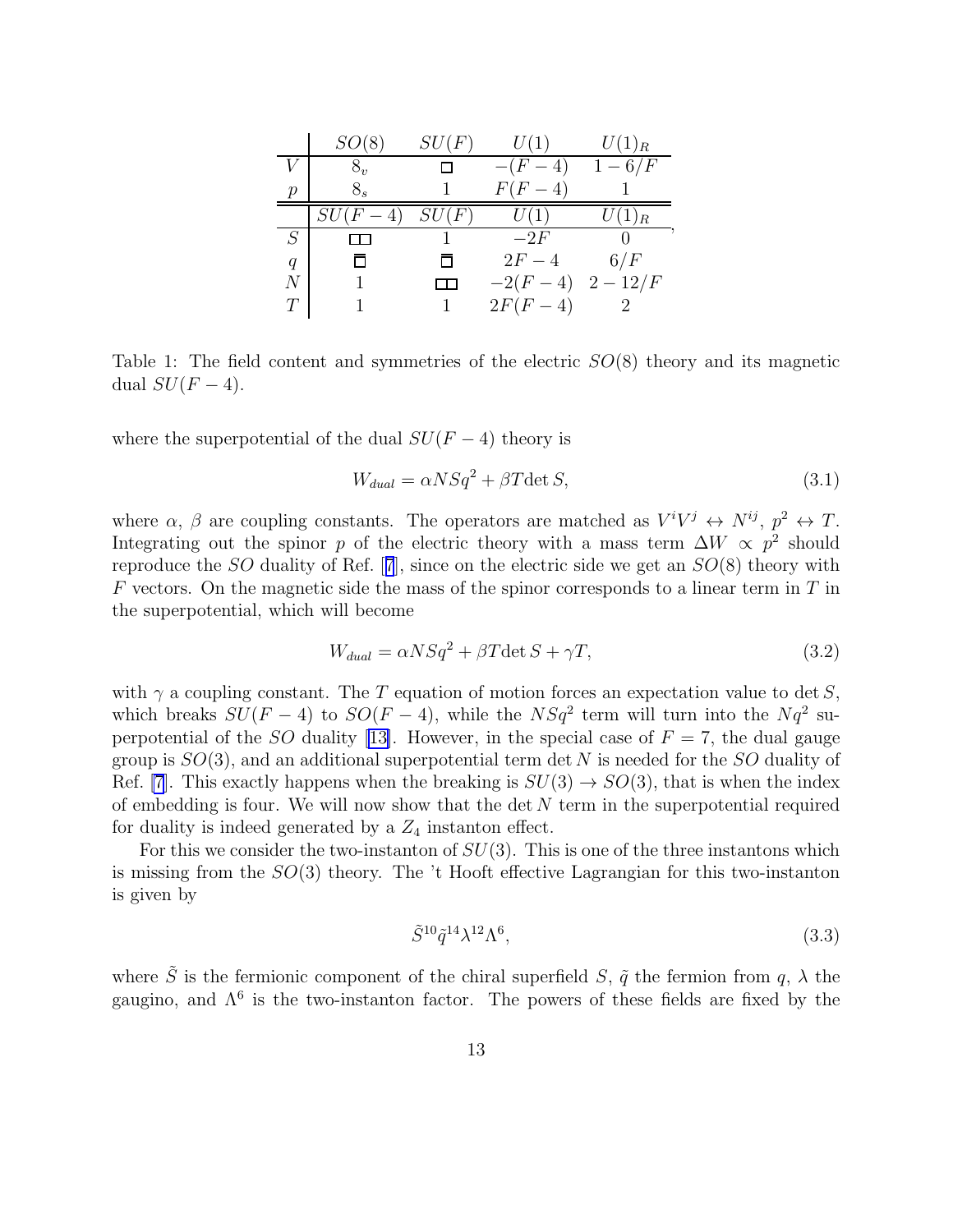| | $SO(8)$ | $SU(F)$ | $U(1)$ | $U(1)_R$ |
|---|---|---|---|---|
| $V$ | $8_v$ | $\square$ | $-(F-4)$ | $1-6/F$ |
| $p$ | $8_s$ | 1 | $F(F-4)$ | 1 |
| | $SU(F-4)$ | $SU(F)$ | $U(1)$ | $U(1)_R$ |
| $S$ | $\square\square$ | 1 | $-2F$ | 0 |
| $q$ | $\bar{\square}$ | $\bar{\square}$ | $2F-4$ | $6/F$ |
| $N$ | 1 | $\square\square$ | $-2(F-4)$ | $2-12/F$ |
| $T$ | 1 | 1 | $2F(F-4)$ | 2 |

Table 1: The field content and symmetries of the electric $SO(8)$ theory and its magnetic dual $SU(F-4)$.

where the superpotential of the dual $SU(F-4)$ theory is

$$W_{dual} = \alpha NSq^2 + \beta T \det S, \tag{3.1}$$

where $\alpha$, $\beta$ are coupling constants. The operators are matched as $V^iV^j \leftrightarrow N^{ij}$, $p^2 \leftrightarrow T$. Integrating out the spinor $p$ of the electric theory with a mass term $\Delta W \propto p^2$ should reproduce the $SO$ duality of Ref. [7], since on the electric side we get an $SO(8)$ theory with $F$ vectors. On the magnetic side the mass of the spinor corresponds to a linear term in $T$ in the superpotential, which will become

$$W_{dual} = \alpha NSq^2 + \beta T \det S + \gamma T, \tag{3.2}$$

with $\gamma$ a coupling constant. The $T$ equation of motion forces an expectation value to $\det S$, which breaks $SU(F-4)$ to $SO(F-4)$, while the $NSq^2$ term will turn into the $Nq^2$ superpotential of the $SO$ duality [13]. However, in the special case of $F=7$, the dual gauge group is $SO(3)$, and an additional superpotential term $\det N$ is needed for the $SO$ duality of Ref. [7]. This exactly happens when the breaking is $SU(3) \to SO(3)$, that is when the index of embedding is four. We will now show that the $\det N$ term in the superpotential required for duality is indeed generated by a $Z_4$ instanton effect.

For this we consider the two-instanton of $SU(3)$. This is one of the three instantons which is missing from the $SO(3)$ theory. The 't Hooft effective Lagrangian for this two-instanton is given by

$$\tilde{S}^{10}\tilde{q}^{14}\lambda^{12}\Lambda^6, \tag{3.3}$$

where $\tilde{S}$ is the fermionic component of the chiral superfield $S$, $\tilde{q}$ the fermion from $q$, $\lambda$ the gaugino, and $\Lambda^6$ is the two-instanton factor. The powers of these fields are fixed by the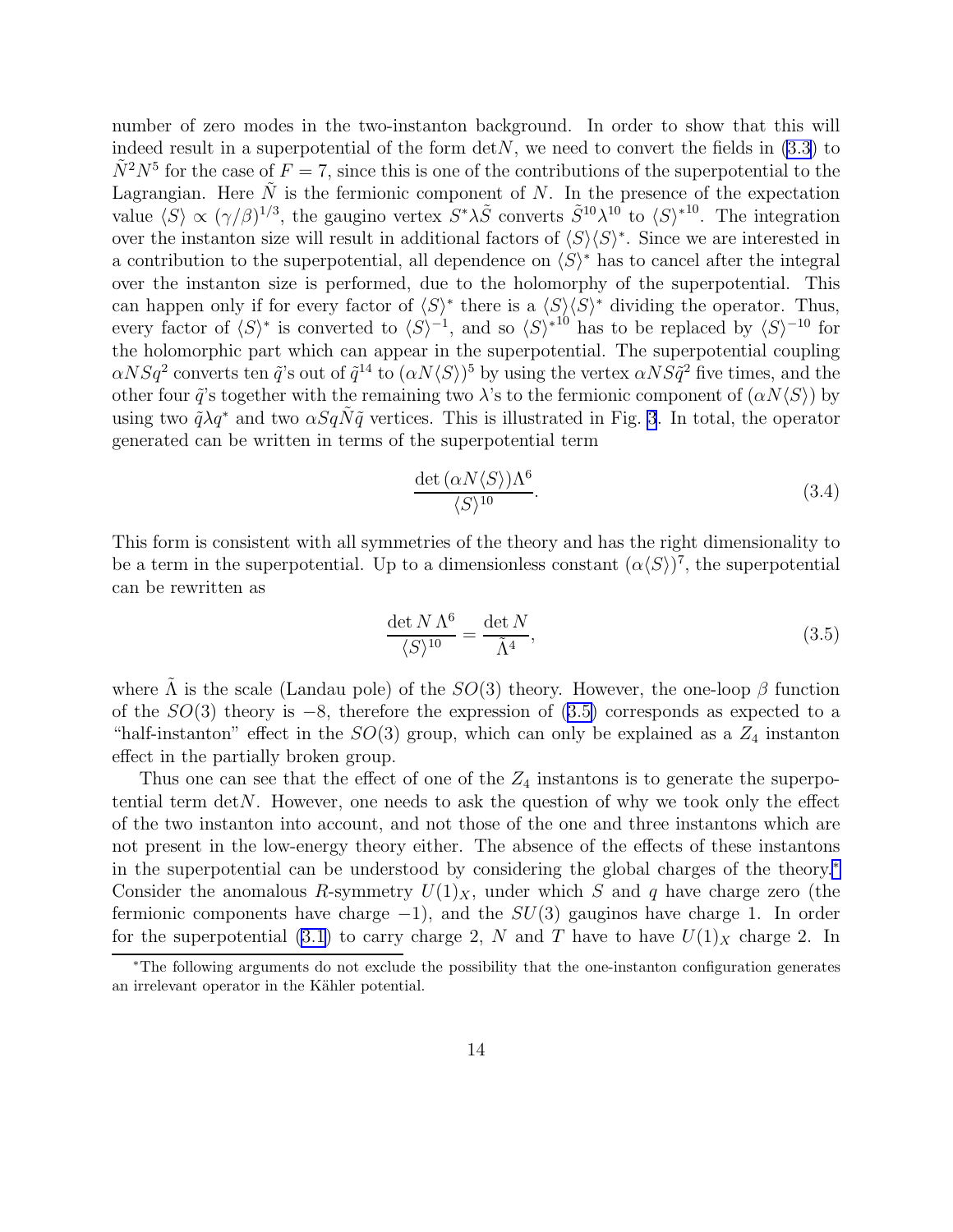number of zero modes in the two-instanton background. In order to show that this will indeed result in a superpotential of the form $\det N$, we need to convert the fields in (3.3) to $\tilde{N}^2 N^5$ for the case of $F=7$, since this is one of the contributions of the superpotential to the Lagrangian. Here $\tilde{N}$ is the fermionic component of $N$. In the presence of the expectation value $\langle S \rangle \propto (\gamma/\beta)^{1/3}$, the gaugino vertex $S^* \lambda \tilde{S}$ converts $\tilde{S}^{10}\lambda^{10}$ to $\langle S \rangle^{*10}$. The integration over the instanton size will result in additional factors of $\langle S \rangle \langle S \rangle^*$. Since we are interested in a contribution to the superpotential, all dependence on $\langle S \rangle^*$ has to cancel after the integral over the instanton size is performed, due to the holomorphy of the superpotential. This can happen only if for every factor of $\langle S \rangle^*$ there is a $\langle S \rangle \langle S \rangle^*$ dividing the operator. Thus, every factor of $\langle S \rangle^*$ is converted to $\langle S \rangle^{-1}$, and so $\langle S \rangle^{*10}$ has to be replaced by $\langle S \rangle^{-10}$ for the holomorphic part which can appear in the superpotential. The superpotential coupling $\alpha N S q^2$ converts ten $\tilde{q}$'s out of $\tilde{q}^{14}$ to $(\alpha N \langle S \rangle)^5$ by using the vertex $\alpha N S \tilde{q}^2$ five times, and the other four $\tilde{q}$'s together with the remaining two $\lambda$'s to the fermionic component of $(\alpha N \langle S \rangle)$ by using two $\tilde{q}\lambda q^*$ and two $\alpha S q \tilde{N} \tilde{q}$ vertices. This is illustrated in Fig. 3. In total, the operator generated can be written in terms of the superpotential term

$$\frac{\det(\alpha N \langle S \rangle)\Lambda^6}{\langle S \rangle^{10}}. \tag{3.4}$$

This form is consistent with all symmetries of the theory and has the right dimensionality to be a term in the superpotential. Up to a dimensionless constant $(\alpha\langle S \rangle)^7$, the superpotential can be rewritten as

$$\frac{\det N \, \Lambda^6}{\langle S \rangle^{10}} = \frac{\det N}{\tilde{\Lambda}^4}, \tag{3.5}$$

where $\tilde{\Lambda}$ is the scale (Landau pole) of the $SO(3)$ theory. However, the one-loop $\beta$ function of the $SO(3)$ theory is $-8$, therefore the expression of (3.5) corresponds as expected to a "half-instanton" effect in the $SO(3)$ group, which can only be explained as a $Z_4$ instanton effect in the partially broken group.

Thus one can see that the effect of one of the $Z_4$ instantons is to generate the superpotential term $\det N$. However, one needs to ask the question of why we took only the effect of the two instanton into account, and not those of the one and three instantons which are not present in the low-energy theory either. The absence of the effects of these instantons in the superpotential can be understood by considering the global charges of the theory.* Consider the anomalous $R$-symmetry $U(1)_X$, under which $S$ and $q$ have charge zero (the fermionic components have charge $-1$), and the $SU(3)$ gauginos have charge 1. In order for the superpotential (3.1) to carry charge 2, $N$ and $T$ have to have $U(1)_X$ charge 2. In

*The following arguments do not exclude the possibility that the one-instanton configuration generates an irrelevant operator in the Kähler potential.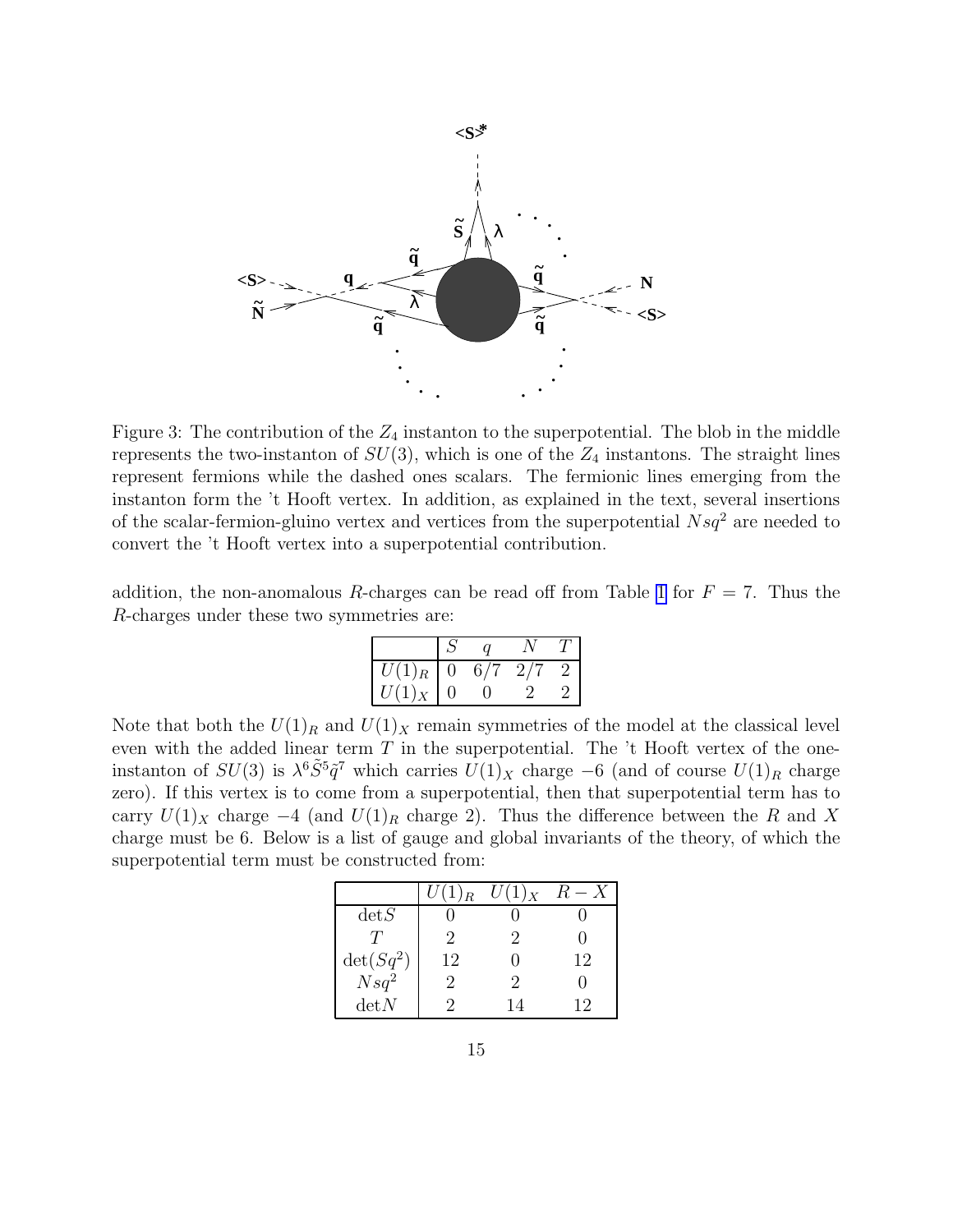Figure 3: The contribution of the $Z_4$ instanton to the superpotential. The blob in the middle represents the two-instanton of $SU(3)$, which is one of the $Z_4$ instantons. The straight lines represent fermions while the dashed ones scalars. The fermionic lines emerging from the instanton form the 't Hooft vertex. In addition, as explained in the text, several insertions of the scalar-fermion-gluino vertex and vertices from the superpotential $Nsq^2$ are needed to convert the 't Hooft vertex into a superpotential contribution.

addition, the non-anomalous $R$-charges can be read off from Table 1 for $F = 7$. Thus the $R$-charges under these two symmetries are:

| | $S$ | $q$ | $N$ | $T$ |
|---|---|---|---|---|
| $U(1)_R$ | 0 | 6/7 | 2/7 | 2 |
| $U(1)_X$ | 0 | 0 | 2 | 2 |

Note that both the $U(1)_R$ and $U(1)_X$ remain symmetries of the model at the classical level even with the added linear term $T$ in the superpotential. The 't Hooft vertex of the one-instanton of $SU(3)$ is $\lambda^6 \tilde{S}^5 \tilde{q}^7$ which carries $U(1)_X$ charge $-6$ (and of course $U(1)_R$ charge zero). If this vertex is to come from a superpotential, then that superpotential term has to carry $U(1)_X$ charge $-4$ (and $U(1)_R$ charge 2). Thus the difference between the $R$ and $X$ charge must be 6. Below is a list of gauge and global invariants of the theory, of which the superpotential term must be constructed from:

| | $U(1)_R$ | $U(1)_X$ | $R - X$ |
|---|---|---|---|
| $\det S$ | 0 | 0 | 0 |
| $T$ | 2 | 2 | 0 |
| $\det(Sq^2)$ | 12 | 0 | 12 |
| $Nsq^2$ | 2 | 2 | 0 |
| $\det N$ | 2 | 14 | 12 |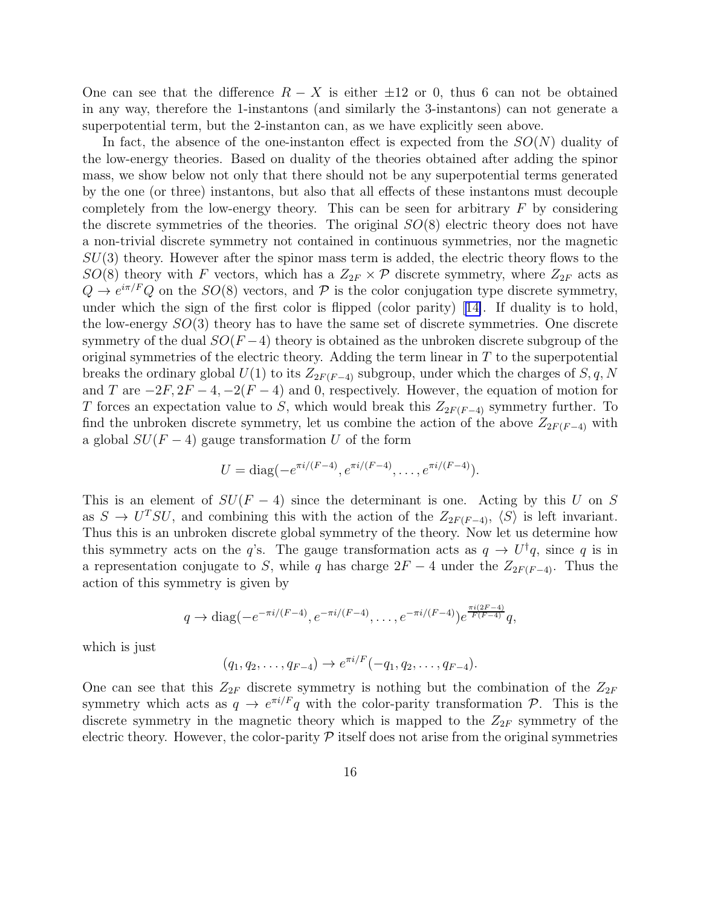One can see that the difference $R - X$ is either $\pm 12$ or 0, thus 6 can not be obtained in any way, therefore the 1-instantons (and similarly the 3-instantons) can not generate a superpotential term, but the 2-instanton can, as we have explicitly seen above.

In fact, the absence of the one-instanton effect is expected from the $SO(N)$ duality of the low-energy theories. Based on duality of the theories obtained after adding the spinor mass, we show below not only that there should not be any superpotential terms generated by the one (or three) instantons, but also that all effects of these instantons must decouple completely from the low-energy theory. This can be seen for arbitrary $F$ by considering the discrete symmetries of the theories. The original $SO(8)$ electric theory does not have a non-trivial discrete symmetry not contained in continuous symmetries, nor the magnetic $SU(3)$ theory. However after the spinor mass term is added, the electric theory flows to the $SO(8)$ theory with $F$ vectors, which has a $Z_{2F} \times \mathcal{P}$ discrete symmetry, where $Z_{2F}$ acts as $Q \to e^{i\pi/F} Q$ on the $SO(8)$ vectors, and $\mathcal{P}$ is the color conjugation type discrete symmetry, under which the sign of the first color is flipped (color parity) [14]. If duality is to hold, the low-energy $SO(3)$ theory has to have the same set of discrete symmetries. One discrete symmetry of the dual $SO(F-4)$ theory is obtained as the unbroken discrete subgroup of the original symmetries of the electric theory. Adding the term linear in $T$ to the superpotential breaks the ordinary global $U(1)$ to its $Z_{2F(F-4)}$ subgroup, under which the charges of $S, q, N$ and $T$ are $-2F, 2F-4, -2(F-4)$ and 0, respectively. However, the equation of motion for $T$ forces an expectation value to $S$, which would break this $Z_{2F(F-4)}$ symmetry further. To find the unbroken discrete symmetry, let us combine the action of the above $Z_{2F(F-4)}$ with a global $SU(F-4)$ gauge transformation $U$ of the form

$$U = \mathrm{diag}(-e^{\pi i/(F-4)}, e^{\pi i/(F-4)}, \ldots, e^{\pi i/(F-4)}).$$

This is an element of $SU(F-4)$ since the determinant is one. Acting by this $U$ on $S$ as $S \to U^T S U$, and combining this with the action of the $Z_{2F(F-4)}$, $\langle S \rangle$ is left invariant. Thus this is an unbroken discrete global symmetry of the theory. Now let us determine how this symmetry acts on the $q$'s. The gauge transformation acts as $q \to U^\dagger q$, since $q$ is in a representation conjugate to $S$, while $q$ has charge $2F-4$ under the $Z_{2F(F-4)}$. Thus the action of this symmetry is given by

$$q \to \mathrm{diag}(-e^{-\pi i/(F-4)}, e^{-\pi i/(F-4)}, \ldots, e^{-\pi i/(F-4)}) e^{\frac{\pi i(2F-4)}{F(F-4)}} q,$$

which is just

$$(q_1, q_2, \ldots, q_{F-4}) \to e^{\pi i/F}(-q_1, q_2, \ldots, q_{F-4}).$$

One can see that this $Z_{2F}$ discrete symmetry is nothing but the combination of the $Z_{2F}$ symmetry which acts as $q \to e^{\pi i/F} q$ with the color-parity transformation $\mathcal{P}$. This is the discrete symmetry in the magnetic theory which is mapped to the $Z_{2F}$ symmetry of the electric theory. However, the color-parity $\mathcal{P}$ itself does not arise from the original symmetries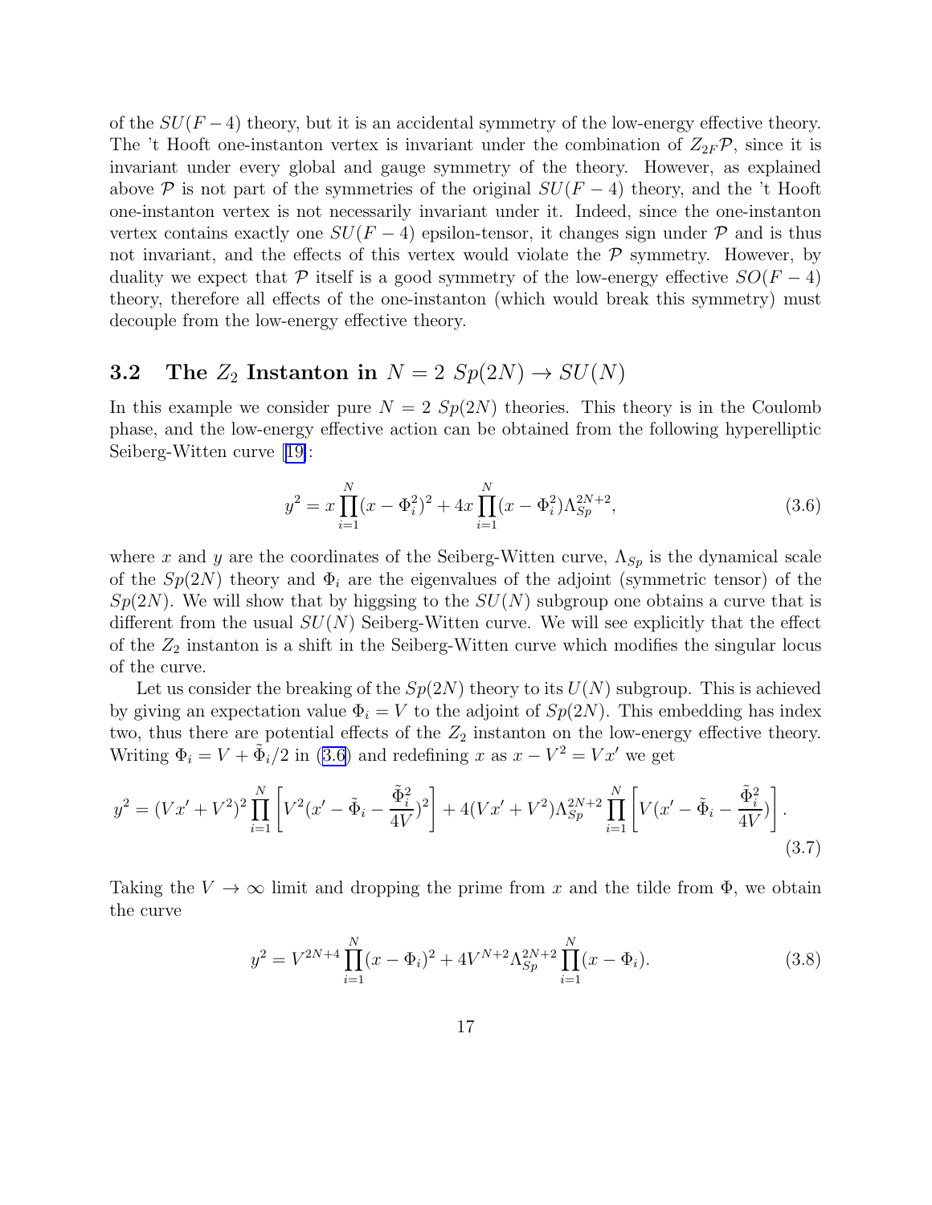of the $SU(F-4)$ theory, but it is an accidental symmetry of the low-energy effective theory. The 't Hooft one-instanton vertex is invariant under the combination of $Z_{2F}\mathcal{P}$, since it is invariant under every global and gauge symmetry of the theory. However, as explained above $\mathcal{P}$ is not part of the symmetries of the original $SU(F-4)$ theory, and the 't Hooft one-instanton vertex is not necessarily invariant under it. Indeed, since the one-instanton vertex contains exactly one $SU(F-4)$ epsilon-tensor, it changes sign under $\mathcal{P}$ and is thus not invariant, and the effects of this vertex would violate the $\mathcal{P}$ symmetry. However, by duality we expect that $\mathcal{P}$ itself is a good symmetry of the low-energy effective $SO(F-4)$ theory, therefore all effects of the one-instanton (which would break this symmetry) must decouple from the low-energy effective theory.

### 3.2 The $Z_2$ Instanton in $N=2$ $Sp(2N) \to SU(N)$

In this example we consider pure $N=2$ $Sp(2N)$ theories. This theory is in the Coulomb phase, and the low-energy effective action can be obtained from the following hyperelliptic Seiberg-Witten curve [19]:

$$y^2 = x\prod_{i=1}^{N}(x-\Phi_i^2)^2 + 4x\prod_{i=1}^{N}(x-\Phi_i^2)\Lambda_{Sp}^{2N+2}, \tag{3.6}$$

where $x$ and $y$ are the coordinates of the Seiberg-Witten curve, $\Lambda_{Sp}$ is the dynamical scale of the $Sp(2N)$ theory and $\Phi_i$ are the eigenvalues of the adjoint (symmetric tensor) of the $Sp(2N)$. We will show that by higgsing to the $SU(N)$ subgroup one obtains a curve that is different from the usual $SU(N)$ Seiberg-Witten curve. We will see explicitly that the effect of the $Z_2$ instanton is a shift in the Seiberg-Witten curve which modifies the singular locus of the curve.

Let us consider the breaking of the $Sp(2N)$ theory to its $U(N)$ subgroup. This is achieved by giving an expectation value $\Phi_i = V$ to the adjoint of $Sp(2N)$. This embedding has index two, thus there are potential effects of the $Z_2$ instanton on the low-energy effective theory. Writing $\Phi_i = V + \tilde{\Phi}_i/2$ in (3.6) and redefining $x$ as $x - V^2 = Vx'$ we get

$$y^2 = (Vx'+V^2)^2\prod_{i=1}^{N}\left[V^2(x'-\tilde{\Phi}_i-\frac{\tilde{\Phi}_i^2}{4V})^2\right] + 4(Vx'+V^2)\Lambda_{Sp}^{2N+2}\prod_{i=1}^{N}\left[V(x'-\tilde{\Phi}_i-\frac{\tilde{\Phi}_i^2}{4V})\right]. \tag{3.7}$$

Taking the $V\to\infty$ limit and dropping the prime from $x$ and the tilde from $\Phi$, we obtain the curve

$$y^2 = V^{2N+4}\prod_{i=1}^{N}(x-\Phi_i)^2 + 4V^{N+2}\Lambda_{Sp}^{2N+2}\prod_{i=1}^{N}(x-\Phi_i). \tag{3.8}$$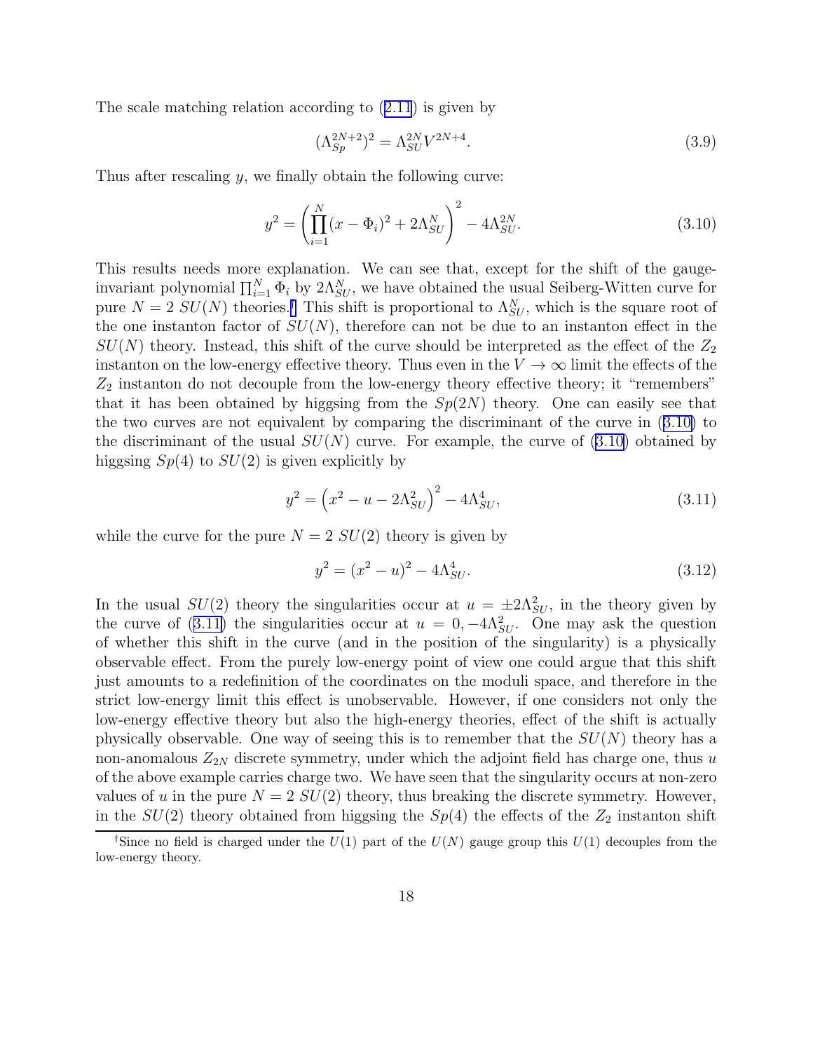The scale matching relation according to (2.11) is given by

$$(\Lambda_{Sp}^{2N+2})^2 = \Lambda_{SU}^{2N} V^{2N+4}. \tag{3.9}$$

Thus after rescaling $y$, we finally obtain the following curve:

$$y^2 = \left( \prod_{i=1}^{N} (x - \Phi_i)^2 + 2\Lambda_{SU}^N \right)^2 - 4\Lambda_{SU}^{2N}. \tag{3.10}$$

This results needs more explanation. We can see that, except for the shift of the gauge-invariant polynomial $\prod_{i=1}^N \Phi_i$ by $2\Lambda_{SU}^N$, we have obtained the usual Seiberg-Witten curve for pure $N = 2$ $SU(N)$ theories.[†] This shift is proportional to $\Lambda_{SU}^N$, which is the square root of the one instanton factor of $SU(N)$, therefore can not be due to an instanton effect in the $SU(N)$ theory. Instead, this shift of the curve should be interpreted as the effect of the $Z_2$ instanton on the low-energy effective theory. Thus even in the $V \to \infty$ limit the effects of the $Z_2$ instanton do not decouple from the low-energy theory effective theory; it "remembers" that it has been obtained by higgsing from the $Sp(2N)$ theory. One can easily see that the two curves are not equivalent by comparing the discriminant of the curve in (3.10) to the discriminant of the usual $SU(N)$ curve. For example, the curve of (3.10) obtained by higgsing $Sp(4)$ to $SU(2)$ is given explicitly by

$$y^2 = \left( x^2 - u - 2\Lambda_{SU}^2 \right)^2 - 4\Lambda_{SU}^4, \tag{3.11}$$

while the curve for the pure $N = 2$ $SU(2)$ theory is given by

$$y^2 = (x^2 - u)^2 - 4\Lambda_{SU}^4. \tag{3.12}$$

In the usual $SU(2)$ theory the singularities occur at $u = \pm 2\Lambda_{SU}^2$, in the theory given by the curve of (3.11) the singularities occur at $u = 0, -4\Lambda_{SU}^2$. One may ask the question of whether this shift in the curve (and in the position of the singularity) is a physically observable effect. From the purely low-energy point of view one could argue that this shift just amounts to a redefinition of the coordinates on the moduli space, and therefore in the strict low-energy limit this effect is unobservable. However, if one considers not only the low-energy effective theory but also the high-energy theories, effect of the shift is actually physically observable. One way of seeing this is to remember that the $SU(N)$ theory has a non-anomalous $Z_{2N}$ discrete symmetry, under which the adjoint field has charge one, thus $u$ of the above example carries charge two. We have seen that the singularity occurs at non-zero values of $u$ in the pure $N = 2$ $SU(2)$ theory, thus breaking the discrete symmetry. However, in the $SU(2)$ theory obtained from higgsing the $Sp(4)$ the effects of the $Z_2$ instanton shift

[†] Since no field is charged under the $U(1)$ part of the $U(N)$ gauge group this $U(1)$ decouples from the low-energy theory.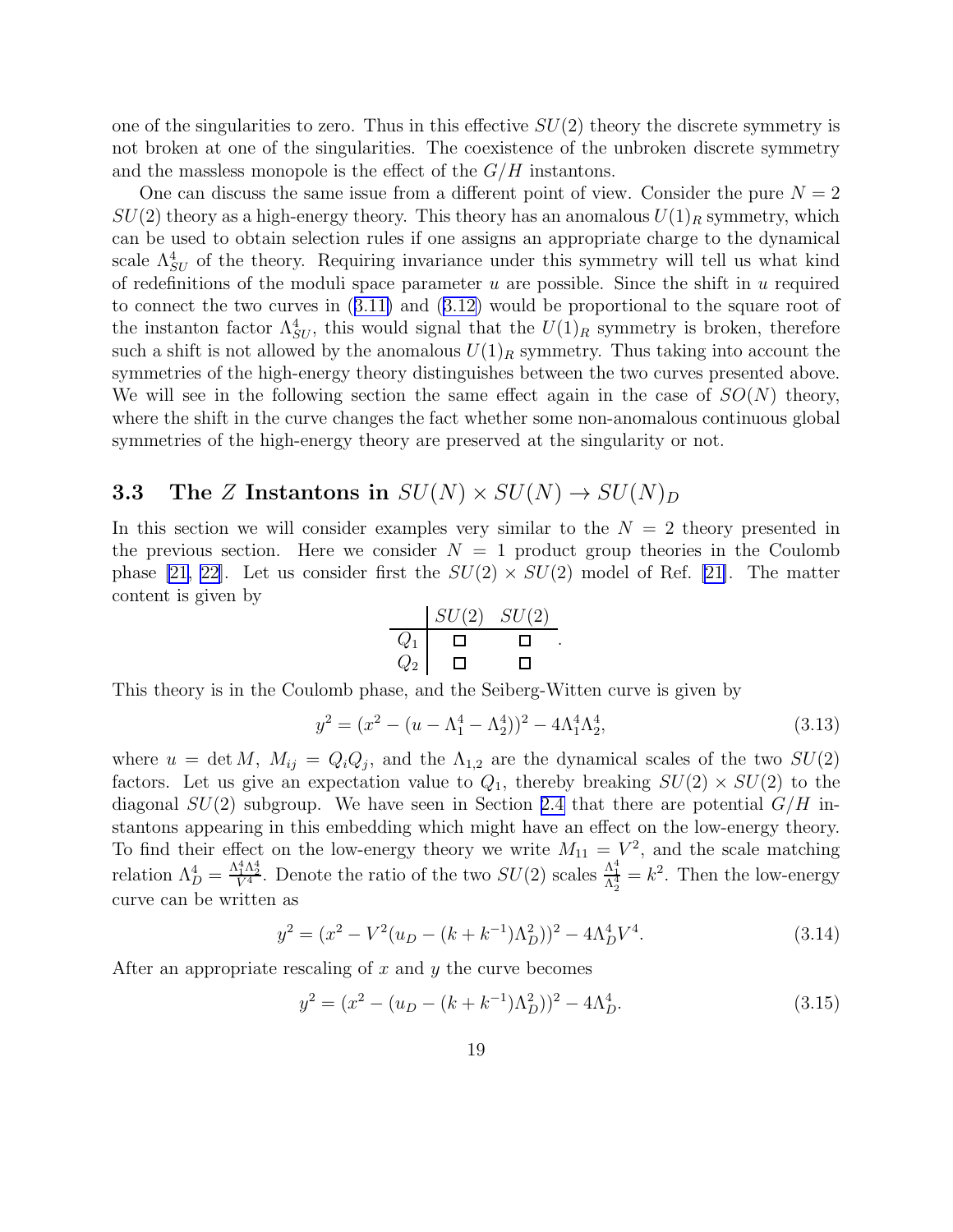one of the singularities to zero. Thus in this effective $SU(2)$ theory the discrete symmetry is not broken at one of the singularities. The coexistence of the unbroken discrete symmetry and the massless monopole is the effect of the $G/H$ instantons.

One can discuss the same issue from a different point of view. Consider the pure $N=2$ $SU(2)$ theory as a high-energy theory. This theory has an anomalous $U(1)_R$ symmetry, which can be used to obtain selection rules if one assigns an appropriate charge to the dynamical scale $\Lambda_{SU}^4$ of the theory. Requiring invariance under this symmetry will tell us what kind of redefinitions of the moduli space parameter $u$ are possible. Since the shift in $u$ required to connect the two curves in (3.11) and (3.12) would be proportional to the square root of the instanton factor $\Lambda_{SU}^4$, this would signal that the $U(1)_R$ symmetry is broken, therefore such a shift is not allowed by the anomalous $U(1)_R$ symmetry. Thus taking into account the symmetries of the high-energy theory distinguishes between the two curves presented above. We will see in the following section the same effect again in the case of $SO(N)$ theory, where the shift in the curve changes the fact whether some non-anomalous continuous global symmetries of the high-energy theory are preserved at the singularity or not.

### 3.3 The $Z$ Instantons in $SU(N)\times SU(N)\to SU(N)_D$

In this section we will consider examples very similar to the $N=2$ theory presented in the previous section. Here we consider $N=1$ product group theories in the Coulomb phase [21, 22]. Let us consider first the $SU(2)\times SU(2)$ model of Ref. [21]. The matter content is given by

| | $SU(2)$ | $SU(2)$ |
|---|---|---|
| $Q_1$ | $\square$ | $\square$ |
| $Q_2$ | $\square$ | $\square$ |

This theory is in the Coulomb phase, and the Seiberg-Witten curve is given by

$$y^2=(x^2-(u-\Lambda_1^4-\Lambda_2^4))^2-4\Lambda_1^4\Lambda_2^4, \tag{3.13}$$

where $u=\det M$, $M_{ij}=Q_iQ_j$, and the $\Lambda_{1,2}$ are the dynamical scales of the two $SU(2)$ factors. Let us give an expectation value to $Q_1$, thereby breaking $SU(2)\times SU(2)$ to the diagonal $SU(2)$ subgroup. We have seen in Section 2.4 that there are potential $G/H$ instantons appearing in this embedding which might have an effect on the low-energy theory. To find their effect on the low-energy theory we write $M_{11}=V^2$, and the scale matching relation $\Lambda_D^4=\frac{\Lambda_1^4\Lambda_2^4}{V^4}$. Denote the ratio of the two $SU(2)$ scales $\frac{\Lambda_1^4}{\Lambda_2^4}=k^2$. Then the low-energy curve can be written as

$$y^2=(x^2-V^2(u_D-(k+k^{-1})\Lambda_D^2))^2-4\Lambda_D^4V^4. \tag{3.14}$$

After an appropriate rescaling of $x$ and $y$ the curve becomes

$$y^2=(x^2-(u_D-(k+k^{-1})\Lambda_D^2))^2-4\Lambda_D^4. \tag{3.15}$$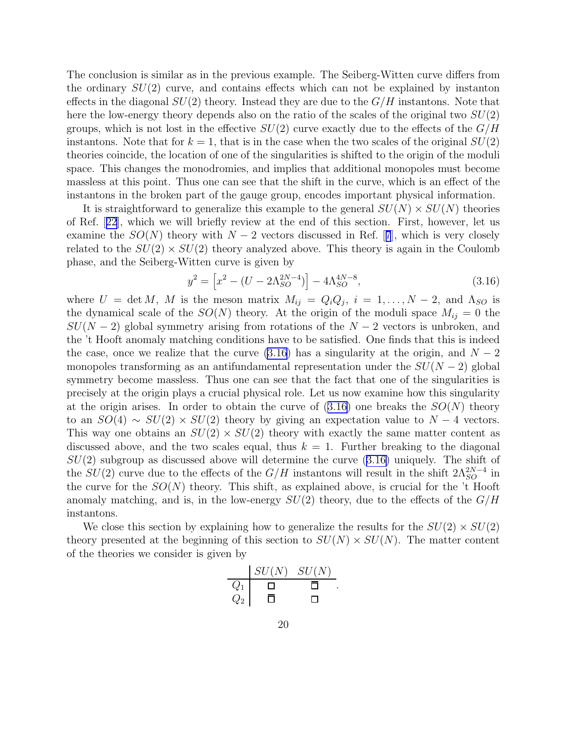The conclusion is similar as in the previous example. The Seiberg-Witten curve differs from the ordinary $SU(2)$ curve, and contains effects which can not be explained by instanton effects in the diagonal $SU(2)$ theory. Instead they are due to the $G/H$ instantons. Note that here the low-energy theory depends also on the ratio of the scales of the original two $SU(2)$ groups, which is not lost in the effective $SU(2)$ curve exactly due to the effects of the $G/H$ instantons. Note that for $k = 1$, that is in the case when the two scales of the original $SU(2)$ theories coincide, the location of one of the singularities is shifted to the origin of the moduli space. This changes the monodromies, and implies that additional monopoles must become massless at this point. Thus one can see that the shift in the curve, which is an effect of the instantons in the broken part of the gauge group, encodes important physical information.

It is straightforward to generalize this example to the general $SU(N) \times SU(N)$ theories of Ref. [22], which we will briefly review at the end of this section. First, however, let us examine the $SO(N)$ theory with $N-2$ vectors discussed in Ref. [7], which is very closely related to the $SU(2) \times SU(2)$ theory analyzed above. This theory is again in the Coulomb phase, and the Seiberg-Witten curve is given by

$$y^2 = \left[x^2 - (U - 2\Lambda_{SO}^{2N-4})\right] - 4\Lambda_{SO}^{4N-8}, \tag{3.16}$$

where $U = \det M$, $M$ is the meson matrix $M_{ij} = Q_i Q_j$, $i = 1, \ldots, N-2$, and $\Lambda_{SO}$ is the dynamical scale of the $SO(N)$ theory. At the origin of the moduli space $M_{ij} = 0$ the $SU(N-2)$ global symmetry arising from rotations of the $N-2$ vectors is unbroken, and the 't Hooft anomaly matching conditions have to be satisfied. One finds that this is indeed the case, once we realize that the curve (3.16) has a singularity at the origin, and $N-2$ monopoles transforming as an antifundamental representation under the $SU(N-2)$ global symmetry become massless. Thus one can see that the fact that one of the singularities is precisely at the origin plays a crucial physical role. Let us now examine how this singularity at the origin arises. In order to obtain the curve of (3.16) one breaks the $SO(N)$ theory to an $SO(4) \sim SU(2) \times SU(2)$ theory by giving an expectation value to $N-4$ vectors. This way one obtains an $SU(2) \times SU(2)$ theory with exactly the same matter content as discussed above, and the two scales equal, thus $k = 1$. Further breaking to the diagonal $SU(2)$ subgroup as discussed above will determine the curve (3.16) uniquely. The shift of the $SU(2)$ curve due to the effects of the $G/H$ instantons will result in the shift $2\Lambda_{SO}^{2N-4}$ in the curve for the $SO(N)$ theory. This shift, as explained above, is crucial for the 't Hooft anomaly matching, and is, in the low-energy $SU(2)$ theory, due to the effects of the $G/H$ instantons.

We close this section by explaining how to generalize the results for the $SU(2) \times SU(2)$ theory presented at the beginning of this section to $SU(N) \times SU(N)$. The matter content of the theories we consider is given by

| | $SU(N)$ | $SU(N)$ |
|---|---|---|
| $Q_1$ | $\square$ | $\overline{\square}$ |
| $Q_2$ | $\overline{\square}$ | $\square$ |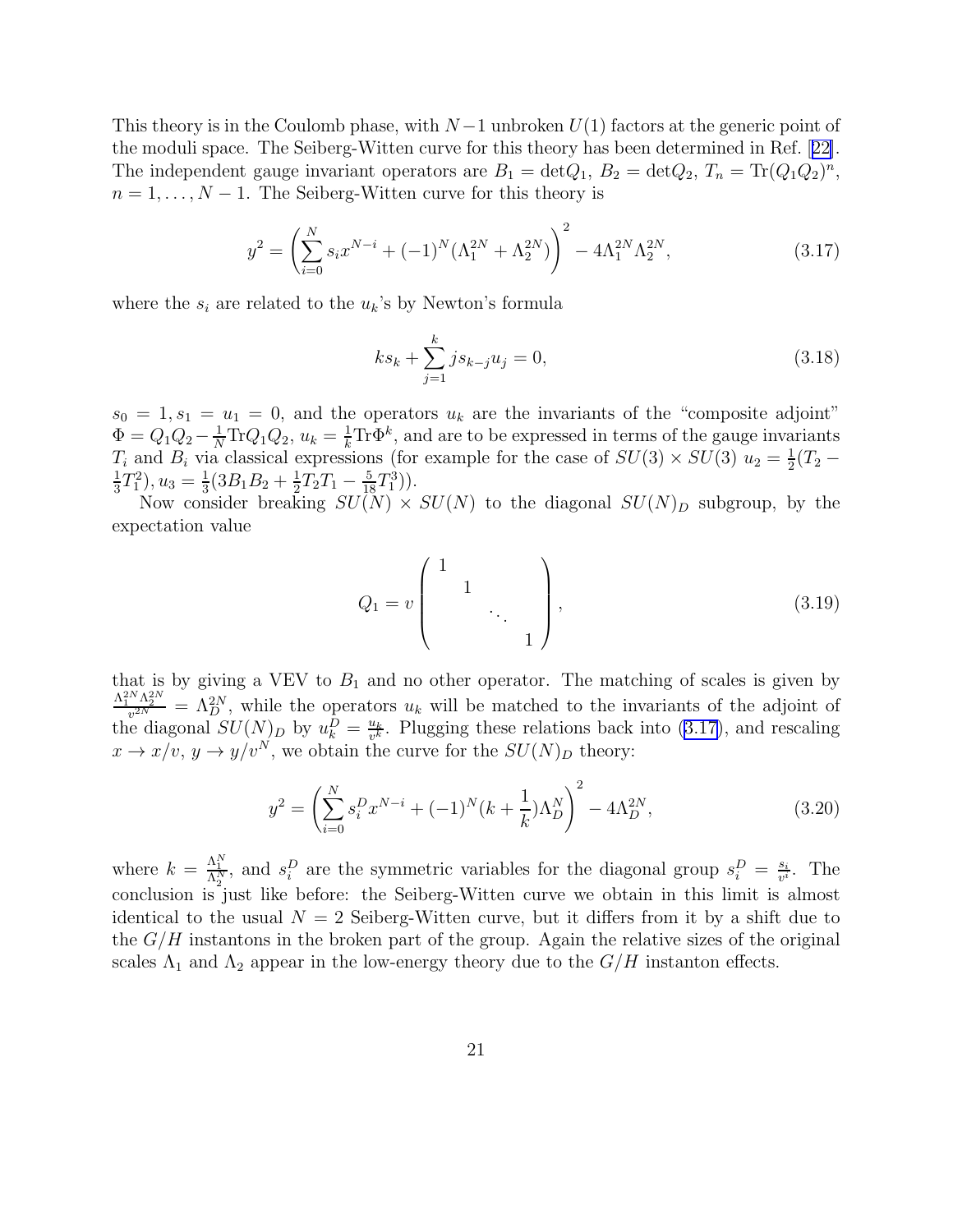This theory is in the Coulomb phase, with $N-1$ unbroken $U(1)$ factors at the generic point of the moduli space. The Seiberg-Witten curve for this theory has been determined in Ref. [22]. The independent gauge invariant operators are $B_1 = \det Q_1$, $B_2 = \det Q_2$, $T_n = \mathrm{Tr}(Q_1 Q_2)^n$, $n = 1, \ldots, N-1$. The Seiberg-Witten curve for this theory is

$$y^2 = \left( \sum_{i=0}^{N} s_i x^{N-i} + (-1)^N (\Lambda_1^{2N} + \Lambda_2^{2N}) \right)^2 - 4\Lambda_1^{2N} \Lambda_2^{2N}, \tag{3.17}$$

where the $s_i$ are related to the $u_k$'s by Newton's formula

$$k s_k + \sum_{j=1}^{k} j s_{k-j} u_j = 0, \tag{3.18}$$

$s_0 = 1, s_1 = u_1 = 0$, and the operators $u_k$ are the invariants of the "composite adjoint" $\Phi = Q_1 Q_2 - \frac{1}{N}\mathrm{Tr} Q_1 Q_2$, $u_k = \frac{1}{k}\mathrm{Tr}\Phi^k$, and are to be expressed in terms of the gauge invariants $T_i$ and $B_i$ via classical expressions (for example for the case of $SU(3) \times SU(3)$ $u_2 = \frac{1}{2}(T_2 - \frac{1}{3}T_1^2), u_3 = \frac{1}{3}(3B_1 B_2 + \frac{1}{2}T_2 T_1 - \frac{5}{18}T_1^3)$).

Now consider breaking $SU(N) \times SU(N)$ to the diagonal $SU(N)_D$ subgroup, by the expectation value

$$Q_1 = v \begin{pmatrix} 1 & & & \\ & 1 & & \\ & & \ddots & \\ & & & 1 \end{pmatrix}, \tag{3.19}$$

that is by giving a VEV to $B_1$ and no other operator. The matching of scales is given by $\frac{\Lambda_1^{2N}\Lambda_2^{2N}}{v^{2N}} = \Lambda_D^{2N}$, while the operators $u_k$ will be matched to the invariants of the adjoint of the diagonal $SU(N)_D$ by $u_k^D = \frac{u_k}{v^k}$. Plugging these relations back into (3.17), and rescaling $x \to x/v$, $y \to y/v^N$, we obtain the curve for the $SU(N)_D$ theory:

$$y^2 = \left( \sum_{i=0}^{N} s_i^D x^{N-i} + (-1)^N (k + \frac{1}{k}) \Lambda_D^N \right)^2 - 4\Lambda_D^{2N}, \tag{3.20}$$

where $k = \frac{\Lambda_1^N}{\Lambda_2^N}$, and $s_i^D$ are the symmetric variables for the diagonal group $s_i^D = \frac{s_i}{v^i}$. The conclusion is just like before: the Seiberg-Witten curve we obtain in this limit is almost identical to the usual $N=2$ Seiberg-Witten curve, but it differs from it by a shift due to the $G/H$ instantons in the broken part of the group. Again the relative sizes of the original scales $\Lambda_1$ and $\Lambda_2$ appear in the low-energy theory due to the $G/H$ instanton effects.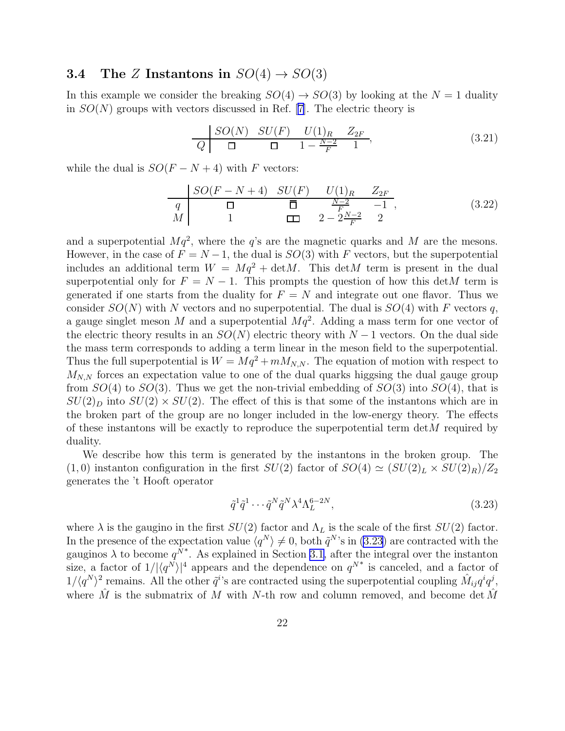### 3.4 The $Z$ Instantons in $SO(4) \to SO(3)$

In this example we consider the breaking $SO(4) \to SO(3)$ by looking at the $N = 1$ duality in $SO(N)$ groups with vectors discussed in Ref. [7]. The electric theory is

$$
\begin{array}{c|cccc}
 & SO(N) & SU(F) & U(1)_R & Z_{2F} \\
\hline
Q & \square & \square & 1 - \frac{N-2}{F} & 1
\end{array},
\tag{3.21}
$$

while the dual is $SO(F - N + 4)$ with $F$ vectors:

$$
\begin{array}{c|cccc}
 & SO(F-N+4) & SU(F) & U(1)_R & Z_{2F} \\
\hline
q & \square & \bar{\square} & \frac{N-2}{F} & -1 \\
M & 1 & \square\square & 2 - 2\frac{N-2}{F} & 2
\end{array},
\tag{3.22}
$$

and a superpotential $Mq^2$, where the $q$'s are the magnetic quarks and $M$ are the mesons. However, in the case of $F = N - 1$, the dual is $SO(3)$ with $F$ vectors, but the superpotential includes an additional term $W = Mq^2 + \det M$. This $\det M$ term is present in the dual superpotential only for $F = N - 1$. This prompts the question of how this $\det M$ term is generated if one starts from the duality for $F = N$ and integrate out one flavor. Thus we consider $SO(N)$ with $N$ vectors and no superpotential. The dual is $SO(4)$ with $F$ vectors $q$, a gauge singlet meson $M$ and a superpotential $Mq^2$. Adding a mass term for one vector of the electric theory results in an $SO(N)$ electric theory with $N - 1$ vectors. On the dual side the mass term corresponds to adding a term linear in the meson field to the superpotential. Thus the full superpotential is $W = Mq^2 + mM_{N,N}$. The equation of motion with respect to $M_{N,N}$ forces an expectation value to one of the dual quarks higgsing the dual gauge group from $SO(4)$ to $SO(3)$. Thus we get the non-trivial embedding of $SO(3)$ into $SO(4)$, that is $SU(2)_D$ into $SU(2) \times SU(2)$. The effect of this is that some of the instantons which are in the broken part of the group are no longer included in the low-energy theory. The effects of these instantons will be exactly to reproduce the superpotential term $\det M$ required by duality.

We describe how this term is generated by the instantons in the broken group. The $(1, 0)$ instanton configuration in the first $SU(2)$ factor of $SO(4) \simeq (SU(2)_L \times SU(2)_R)/Z_2$ generates the 't Hooft operator

$$
\tilde{q}^1 \tilde{q}^1 \cdots \tilde{q}^N \tilde{q}^N \lambda^4 \Lambda_L^{6-2N},
\tag{3.23}
$$

where $\lambda$ is the gaugino in the first $SU(2)$ factor and $\Lambda_L$ is the scale of the first $SU(2)$ factor. In the presence of the expectation value $\langle q^N \rangle \neq 0$, both $\tilde{q}^N$'s in (3.23) are contracted with the gauginos $\lambda$ to become $q^{N*}$. As explained in Section 3.1, after the integral over the instanton size, a factor of $1/|\langle q^N \rangle|^4$ appears and the dependence on $q^{N*}$ is canceled, and a factor of $1/\langle q^N \rangle^2$ remains. All the other $\tilde{q}^i$'s are contracted using the superpotential coupling $\hat{M}_{ij} q^i q^j$, where $\hat{M}$ is the submatrix of $M$ with $N$-th row and column removed, and become $\det \hat{M}$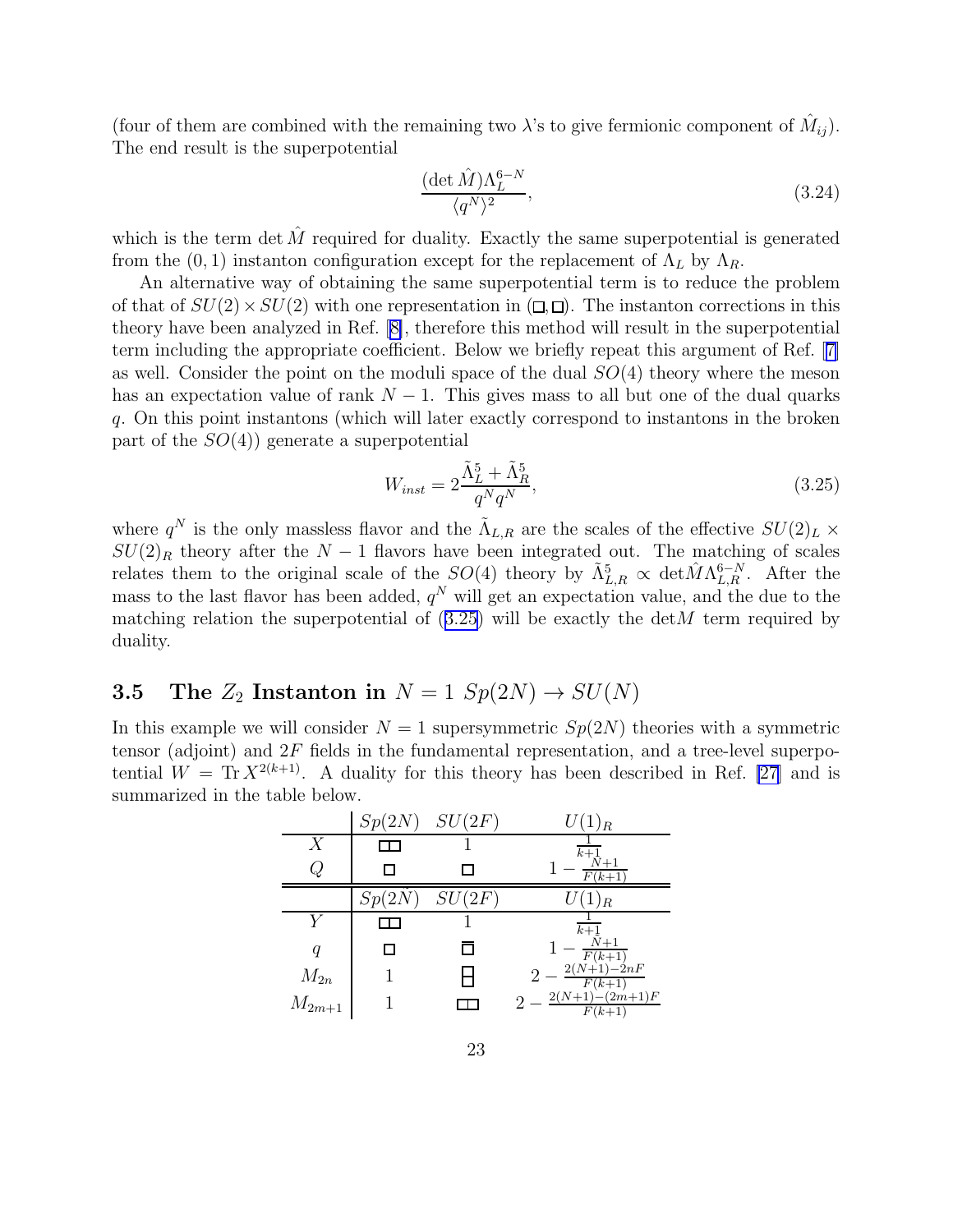(four of them are combined with the remaining two $\lambda$'s to give fermionic component of $\hat{M}_{ij}$). The end result is the superpotential

$$\frac{(\det \hat{M})\Lambda_L^{6-N}}{\langle q^N \rangle^2}, \tag{3.24}$$

which is the term $\det \hat{M}$ required for duality. Exactly the same superpotential is generated from the $(0,1)$ instanton configuration except for the replacement of $\Lambda_L$ by $\Lambda_R$.

An alternative way of obtaining the same superpotential term is to reduce the problem of that of $SU(2) \times SU(2)$ with one representation in $(\square, \square)$. The instanton corrections in this theory have been analyzed in Ref. [8], therefore this method will result in the superpotential term including the appropriate coefficient. Below we briefly repeat this argument of Ref. [7] as well. Consider the point on the moduli space of the dual $SO(4)$ theory where the meson has an expectation value of rank $N-1$. This gives mass to all but one of the dual quarks $q$. On this point instantons (which will later exactly correspond to instantons in the broken part of the $SO(4)$) generate a superpotential

$$W_{inst} = 2\frac{\tilde{\Lambda}_L^5 + \tilde{\Lambda}_R^5}{q^N q^N}, \tag{3.25}$$

where $q^N$ is the only massless flavor and the $\tilde{\Lambda}_{L,R}$ are the scales of the effective $SU(2)_L \times SU(2)_R$ theory after the $N-1$ flavors have been integrated out. The matching of scales relates them to the original scale of the $SO(4)$ theory by $\tilde{\Lambda}_{L,R}^5 \propto \det \hat{M} \Lambda_{L,R}^{6-N}$. After the mass to the last flavor has been added, $q^N$ will get an expectation value, and the due to the matching relation the superpotential of (3.25) will be exactly the $\det M$ term required by duality.

### 3.5 The $Z_2$ Instanton in $N=1$ $Sp(2N) \to SU(N)$

In this example we will consider $N=1$ supersymmetric $Sp(2N)$ theories with a symmetric tensor (adjoint) and $2F$ fields in the fundamental representation, and a tree-level superpotential $W = \mathrm{Tr}\, X^{2(k+1)}$. A duality for this theory has been described in Ref. [27] and is summarized in the table below.

| | $Sp(2N)$ | $SU(2F)$ | $U(1)_R$ |
|---|---|---|---|
| $X$ | $\square\square$ | 1 | $\frac{1}{k+1}$ |
| $Q$ | $\square$ | $\square$ | $1 - \frac{N+1}{F(k+1)}$ |
| | $Sp(2\tilde{N})$ | $SU(2F)$ | $U(1)_R$ |
| $Y$ | $\square\square$ | 1 | $\frac{1}{k+1}$ |
| $q$ | $\square$ | $\bar{\square}$ | $1 - \frac{\tilde{N}+1}{F(k+1)}$ |
| $M_{2n}$ | 1 | $\begin{smallmatrix}\square\\\square\end{smallmatrix}$ | $2 - \frac{2(N+1)-2nF}{F(k+1)}$ |
| $M_{2m+1}$ | 1 | $\square\square$ | $2 - \frac{2(N+1)-(2m+1)F}{F(k+1)}$ |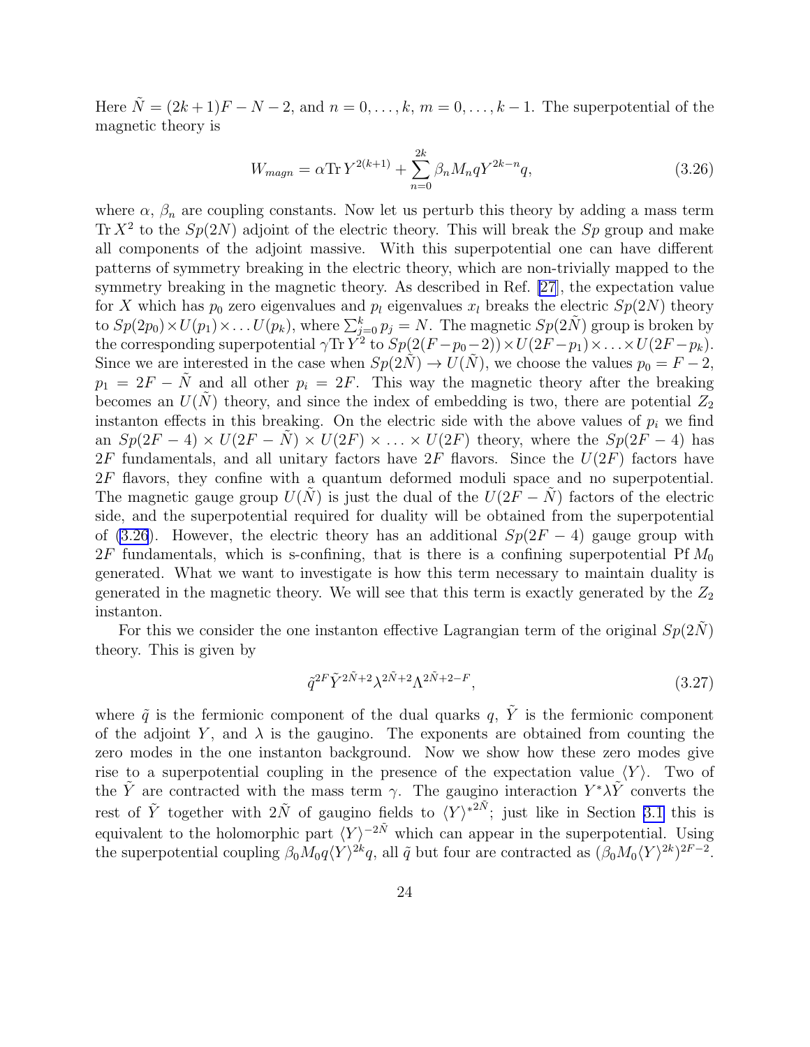Here $\tilde{N} = (2k+1)F - N - 2$, and $n = 0, \ldots, k$, $m = 0, \ldots, k-1$. The superpotential of the magnetic theory is

$$W_{magn} = \alpha \mathrm{Tr}\, Y^{2(k+1)} + \sum_{n=0}^{2k} \beta_n M_n q Y^{2k-n} q, \tag{3.26}$$

where $\alpha$, $\beta_n$ are coupling constants. Now let us perturb this theory by adding a mass term $\mathrm{Tr}\, X^2$ to the $Sp(2N)$ adjoint of the electric theory. This will break the $Sp$ group and make all components of the adjoint massive. With this superpotential one can have different patterns of symmetry breaking in the electric theory, which are non-trivially mapped to the symmetry breaking in the magnetic theory. As described in Ref. [27], the expectation value for $X$ which has $p_0$ zero eigenvalues and $p_l$ eigenvalues $x_l$ breaks the electric $Sp(2N)$ theory to $Sp(2p_0) \times U(p_1) \times \ldots U(p_k)$, where $\sum_{j=0}^{k} p_j = N$. The magnetic $Sp(2\tilde{N})$ group is broken by the corresponding superpotential $\gamma \mathrm{Tr}\, Y^2$ to $Sp(2(F - p_0 - 2)) \times U(2F - p_1) \times \ldots \times U(2F - p_k)$. Since we are interested in the case when $Sp(2\tilde{N}) \to U(\tilde{N})$, we choose the values $p_0 = F - 2$, $p_1 = 2F - \tilde{N}$ and all other $p_i = 2F$. This way the magnetic theory after the breaking becomes an $U(\tilde{N})$ theory, and since the index of embedding is two, there are potential $Z_2$ instanton effects in this breaking. On the electric side with the above values of $p_i$ we find an $Sp(2F - 4) \times U(2F - \tilde{N}) \times U(2F) \times \ldots \times U(2F)$ theory, where the $Sp(2F - 4)$ has $2F$ fundamentals, and all unitary factors have $2F$ flavors. Since the $U(2F)$ factors have $2F$ flavors, they confine with a quantum deformed moduli space and no superpotential. The magnetic gauge group $U(\tilde{N})$ is just the dual of the $U(2F - \tilde{N})$ factors of the electric side, and the superpotential required for duality will be obtained from the superpotential of (3.26). However, the electric theory has an additional $Sp(2F - 4)$ gauge group with $2F$ fundamentals, which is s-confining, that is there is a confining superpotential $\mathrm{Pf}\, M_0$ generated. What we want to investigate is how this term necessary to maintain duality is generated in the magnetic theory. We will see that this term is exactly generated by the $Z_2$ instanton.

For this we consider the one instanton effective Lagrangian term of the original $Sp(2\tilde{N})$ theory. This is given by

$$\tilde{q}^{2F} \tilde{Y}^{2\tilde{N}+2} \lambda^{2\tilde{N}+2} \Lambda^{2\tilde{N}+2-F}, \tag{3.27}$$

where $\tilde{q}$ is the fermionic component of the dual quarks $q$, $\tilde{Y}$ is the fermionic component of the adjoint $Y$, and $\lambda$ is the gaugino. The exponents are obtained from counting the zero modes in the one instanton background. Now we show how these zero modes give rise to a superpotential coupling in the presence of the expectation value $\langle Y \rangle$. Two of the $\tilde{Y}$ are contracted with the mass term $\gamma$. The gaugino interaction $Y^* \lambda \tilde{Y}$ converts the rest of $\tilde{Y}$ together with $2\tilde{N}$ of gaugino fields to $\langle Y \rangle^{*2\tilde{N}}$; just like in Section 3.1 this is equivalent to the holomorphic part $\langle Y \rangle^{-2\tilde{N}}$ which can appear in the superpotential. Using the superpotential coupling $\beta_0 M_0 q \langle Y \rangle^{2k} q$, all $\tilde{q}$ but four are contracted as $(\beta_0 M_0 \langle Y \rangle^{2k})^{2F-2}$.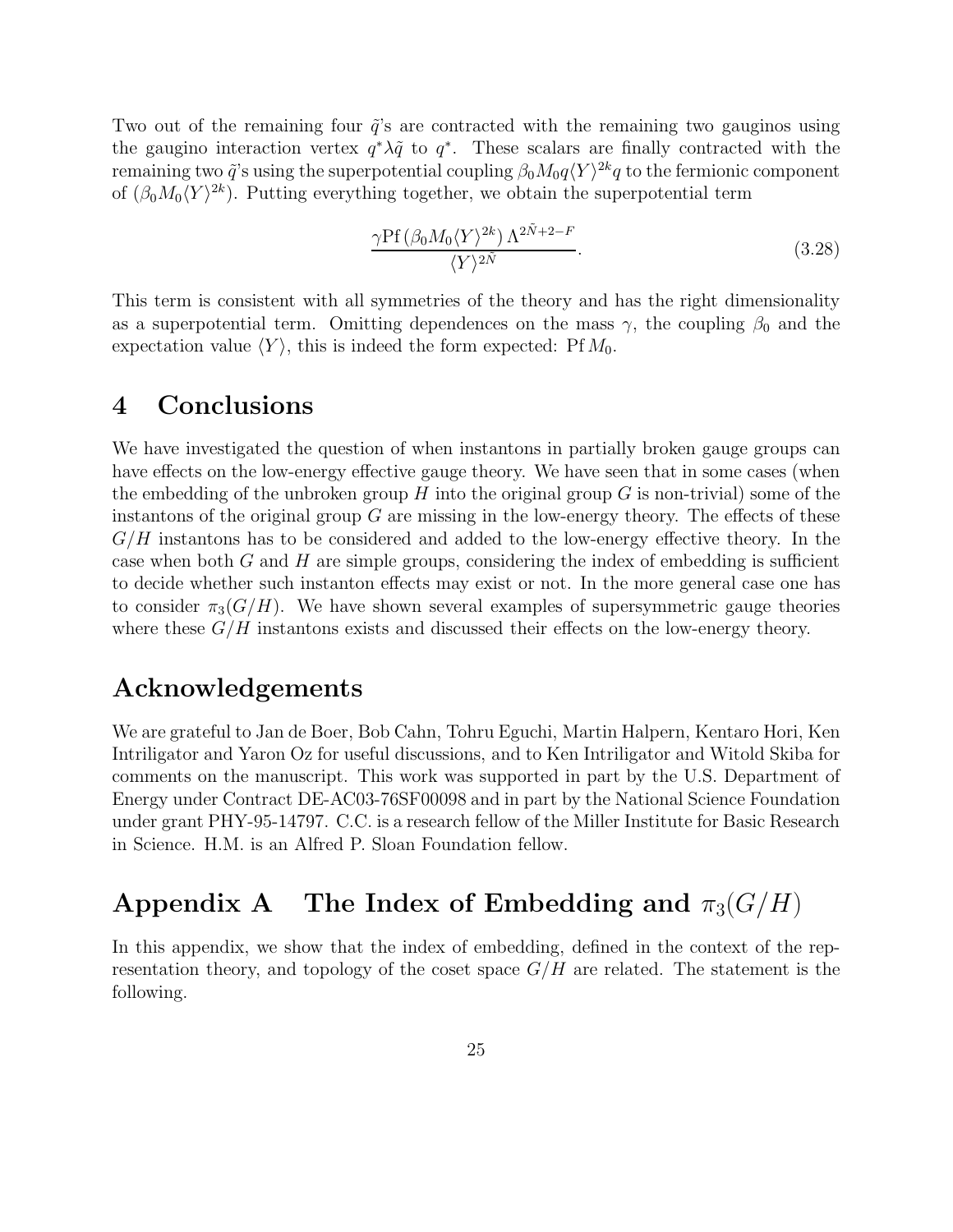Two out of the remaining four $\tilde{q}$'s are contracted with the remaining two gauginos using the gaugino interaction vertex $q^* \lambda \tilde{q}$ to $q^*$. These scalars are finally contracted with the remaining two $\tilde{q}$'s using the superpotential coupling $\beta_0 M_0 q \langle Y \rangle^{2k} q$ to the fermionic component of $(\beta_0 M_0 \langle Y \rangle^{2k})$. Putting everything together, we obtain the superpotential term

$$\frac{\gamma \mathrm{Pf}\,(\beta_0 M_0 \langle Y \rangle^{2k})\, \Lambda^{2\tilde{N}+2-F}}{\langle Y \rangle^{2\tilde{N}}}. \tag{3.28}$$

This term is consistent with all symmetries of the theory and has the right dimensionality as a superpotential term. Omitting dependences on the mass $\gamma$, the coupling $\beta_0$ and the expectation value $\langle Y \rangle$, this is indeed the form expected: $\mathrm{Pf}\, M_0$.

# 4 Conclusions

We have investigated the question of when instantons in partially broken gauge groups can have effects on the low-energy effective gauge theory. We have seen that in some cases (when the embedding of the unbroken group $H$ into the original group $G$ is non-trivial) some of the instantons of the original group $G$ are missing in the low-energy theory. The effects of these $G/H$ instantons has to be considered and added to the low-energy effective theory. In the case when both $G$ and $H$ are simple groups, considering the index of embedding is sufficient to decide whether such instanton effects may exist or not. In the more general case one has to consider $\pi_3(G/H)$. We have shown several examples of supersymmetric gauge theories where these $G/H$ instantons exists and discussed their effects on the low-energy theory.

# Acknowledgements

We are grateful to Jan de Boer, Bob Cahn, Tohru Eguchi, Martin Halpern, Kentaro Hori, Ken Intriligator and Yaron Oz for useful discussions, and to Ken Intriligator and Witold Skiba for comments on the manuscript. This work was supported in part by the U.S. Department of Energy under Contract DE-AC03-76SF00098 and in part by the National Science Foundation under grant PHY-95-14797. C.C. is a research fellow of the Miller Institute for Basic Research in Science. H.M. is an Alfred P. Sloan Foundation fellow.

# Appendix A The Index of Embedding and $\pi_3(G/H)$

In this appendix, we show that the index of embedding, defined in the context of the representation theory, and topology of the coset space $G/H$ are related. The statement is the following.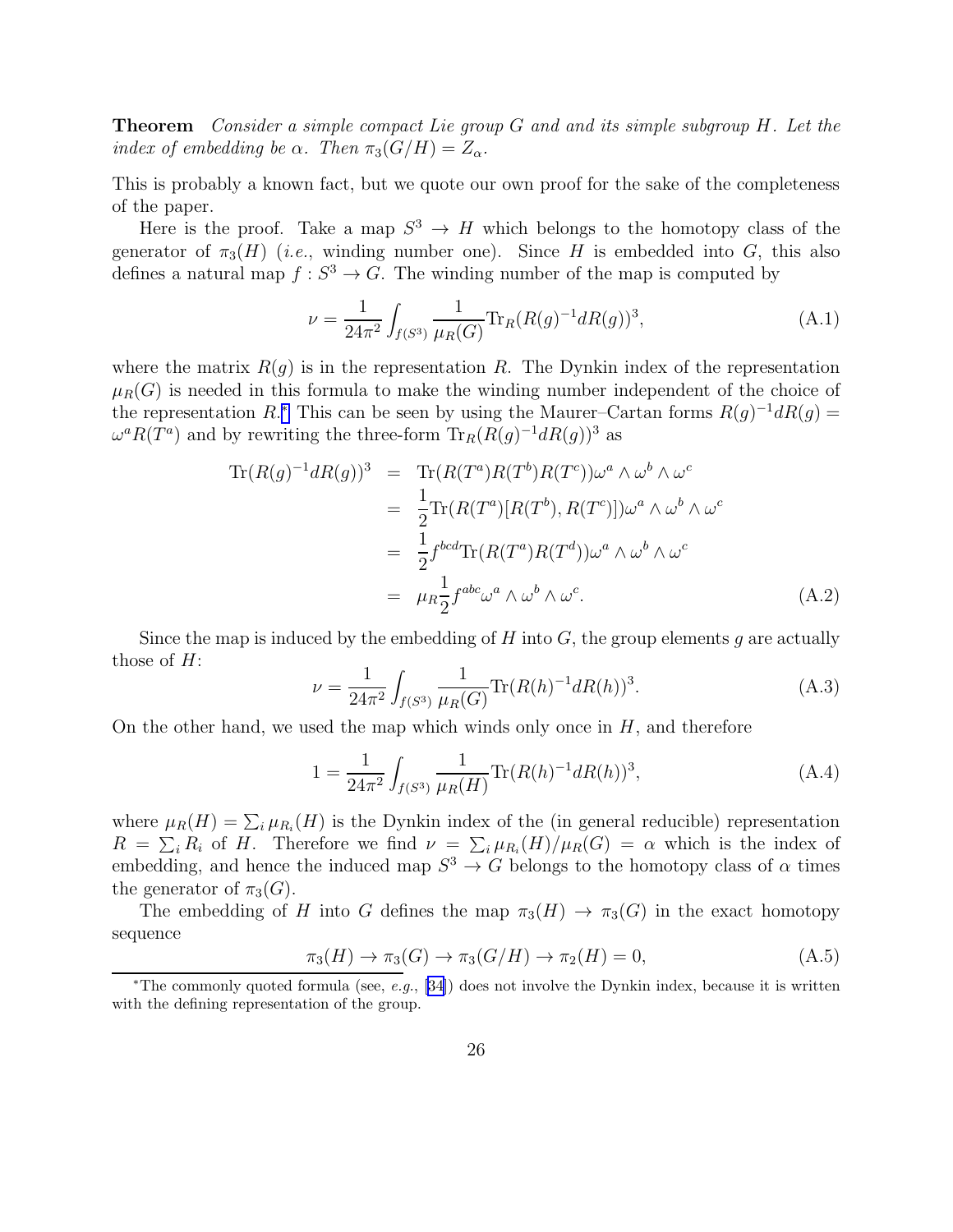**Theorem** *Consider a simple compact Lie group $G$ and and its simple subgroup $H$. Let the index of embedding be $\alpha$. Then $\pi_3(G/H) = Z_\alpha$.*

This is probably a known fact, but we quote our own proof for the sake of the completeness of the paper.

Here is the proof. Take a map $S^3 \to H$ which belongs to the homotopy class of the generator of $\pi_3(H)$ (*i.e.*, winding number one). Since $H$ is embedded into $G$, this also defines a natural map $f : S^3 \to G$. The winding number of the map is computed by

$$\nu = \frac{1}{24\pi^2} \int_{f(S^3)} \frac{1}{\mu_R(G)} \mathrm{Tr}_R (R(g)^{-1} dR(g))^3, \tag{A.1}$$

where the matrix $R(g)$ is in the representation $R$. The Dynkin index of the representation $\mu_R(G)$ is needed in this formula to make the winding number independent of the choice of the representation $R$.* This can be seen by using the Maurer–Cartan forms $R(g)^{-1}dR(g) = \omega^a R(T^a)$ and by rewriting the three-form $\mathrm{Tr}_R(R(g)^{-1}dR(g))^3$ as

$$\begin{aligned}
\mathrm{Tr}(R(g)^{-1}dR(g))^3 &= \mathrm{Tr}(R(T^a)R(T^b)R(T^c))\omega^a \wedge \omega^b \wedge \omega^c \\
&= \frac{1}{2}\mathrm{Tr}(R(T^a)[R(T^b), R(T^c)])\omega^a \wedge \omega^b \wedge \omega^c \\
&= \frac{1}{2} f^{bcd}\mathrm{Tr}(R(T^a)R(T^d))\omega^a \wedge \omega^b \wedge \omega^c \\
&= \mu_R \frac{1}{2} f^{abc} \omega^a \wedge \omega^b \wedge \omega^c.
\end{aligned} \tag{A.2}$$

Since the map is induced by the embedding of $H$ into $G$, the group elements $g$ are actually those of $H$:

$$\nu = \frac{1}{24\pi^2} \int_{f(S^3)} \frac{1}{\mu_R(G)} \mathrm{Tr}(R(h)^{-1}dR(h))^3. \tag{A.3}$$

On the other hand, we used the map which winds only once in $H$, and therefore

$$1 = \frac{1}{24\pi^2} \int_{f(S^3)} \frac{1}{\mu_R(H)} \mathrm{Tr}(R(h)^{-1}dR(h))^3, \tag{A.4}$$

where $\mu_R(H) = \sum_i \mu_{R_i}(H)$ is the Dynkin index of the (in general reducible) representation $R = \sum_i R_i$ of $H$. Therefore we find $\nu = \sum_i \mu_{R_i}(H)/\mu_R(G) = \alpha$ which is the index of embedding, and hence the induced map $S^3 \to G$ belongs to the homotopy class of $\alpha$ times the generator of $\pi_3(G)$.

The embedding of $H$ into $G$ defines the map $\pi_3(H) \to \pi_3(G)$ in the exact homotopy sequence

$$\pi_3(H) \to \pi_3(G) \to \pi_3(G/H) \to \pi_2(H) = 0, \tag{A.5}$$

*The commonly quoted formula (see, *e.g.*, [34]) does not involve the Dynkin index, because it is written with the defining representation of the group.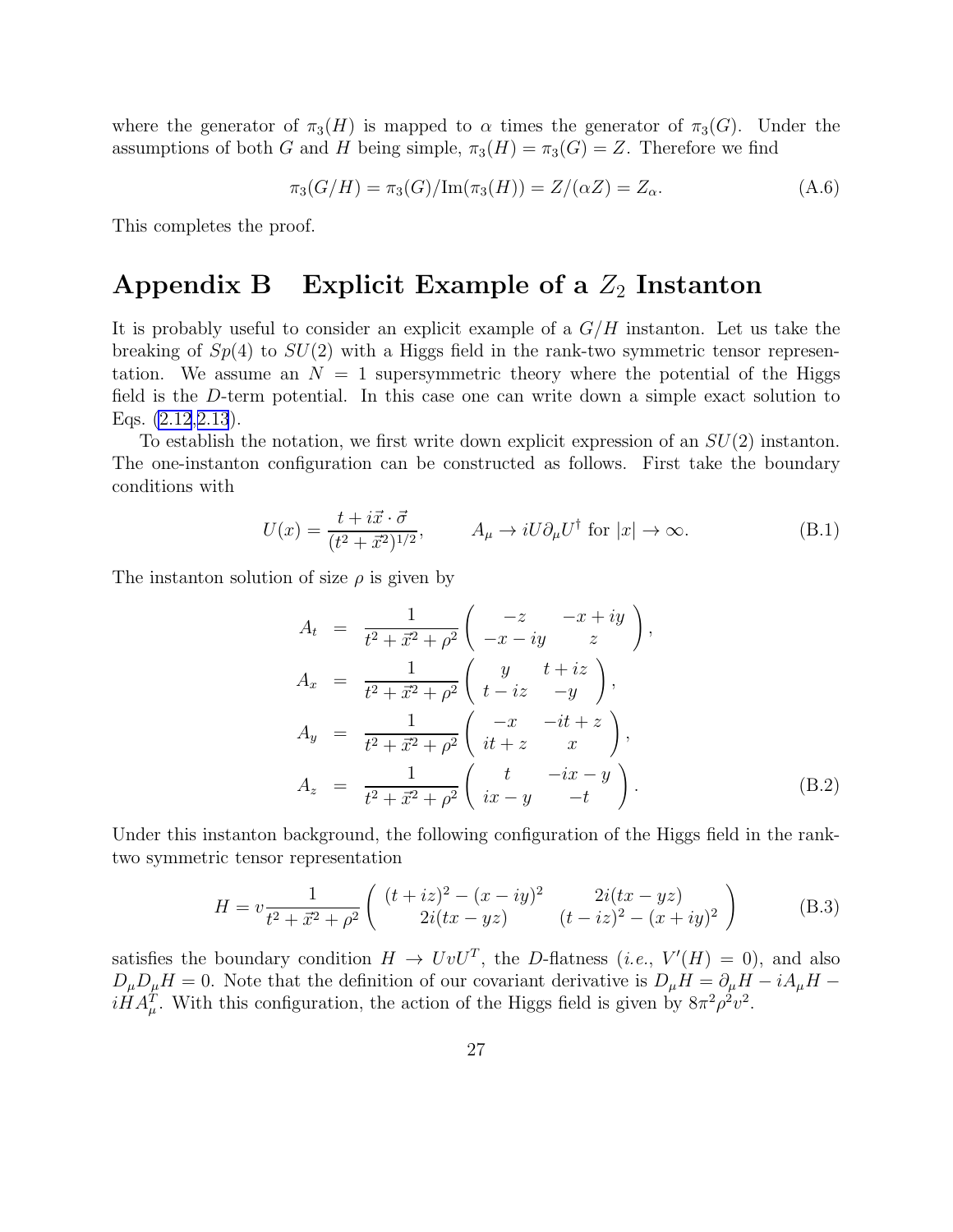where the generator of $\pi_3(H)$ is mapped to $\alpha$ times the generator of $\pi_3(G)$. Under the assumptions of both $G$ and $H$ being simple, $\pi_3(H) = \pi_3(G) = Z$. Therefore we find

$$\pi_3(G/H) = \pi_3(G)/\mathrm{Im}(\pi_3(H)) = Z/(\alpha Z) = Z_\alpha. \tag{A.6}$$

This completes the proof.

# Appendix B Explicit Example of a $Z_2$ Instanton

It is probably useful to consider an explicit example of a $G/H$ instanton. Let us take the breaking of $Sp(4)$ to $SU(2)$ with a Higgs field in the rank-two symmetric tensor representation. We assume an $N = 1$ supersymmetric theory where the potential of the Higgs field is the $D$-term potential. In this case one can write down a simple exact solution to Eqs. (2.12,2.13).

To establish the notation, we first write down explicit expression of an $SU(2)$ instanton. The one-instanton configuration can be constructed as follows. First take the boundary conditions with

$$U(x) = \frac{t + i\vec{x}\cdot\vec{\sigma}}{(t^2 + \vec{x}^2)^{1/2}}, \qquad A_\mu \to iU\partial_\mu U^\dagger \text{ for } |x| \to \infty. \tag{B.1}$$

The instanton solution of size $\rho$ is given by

$$\begin{aligned}
A_t &= \frac{1}{t^2 + \vec{x}^2 + \rho^2}\begin{pmatrix} -z & -x + iy \\ -x - iy & z \end{pmatrix}, \\
A_x &= \frac{1}{t^2 + \vec{x}^2 + \rho^2}\begin{pmatrix} y & t + iz \\ t - iz & -y \end{pmatrix}, \\
A_y &= \frac{1}{t^2 + \vec{x}^2 + \rho^2}\begin{pmatrix} -x & -it + z \\ it + z & x \end{pmatrix}, \\
A_z &= \frac{1}{t^2 + \vec{x}^2 + \rho^2}\begin{pmatrix} t & -ix - y \\ ix - y & -t \end{pmatrix}.
\end{aligned} \tag{B.2}$$

Under this instanton background, the following configuration of the Higgs field in the rank-two symmetric tensor representation

$$H = v\frac{1}{t^2 + \vec{x}^2 + \rho^2}\begin{pmatrix} (t + iz)^2 - (x - iy)^2 & 2i(tx - yz) \\ 2i(tx - yz) & (t - iz)^2 - (x + iy)^2 \end{pmatrix} \tag{B.3}$$

satisfies the boundary condition $H \to UvU^T$, the $D$-flatness (*i.e.*, $V'(H) = 0$), and also $D_\mu D_\mu H = 0$. Note that the definition of our covariant derivative is $D_\mu H = \partial_\mu H - iA_\mu H - iHA_\mu^T$. With this configuration, the action of the Higgs field is given by $8\pi^2\rho^2 v^2$.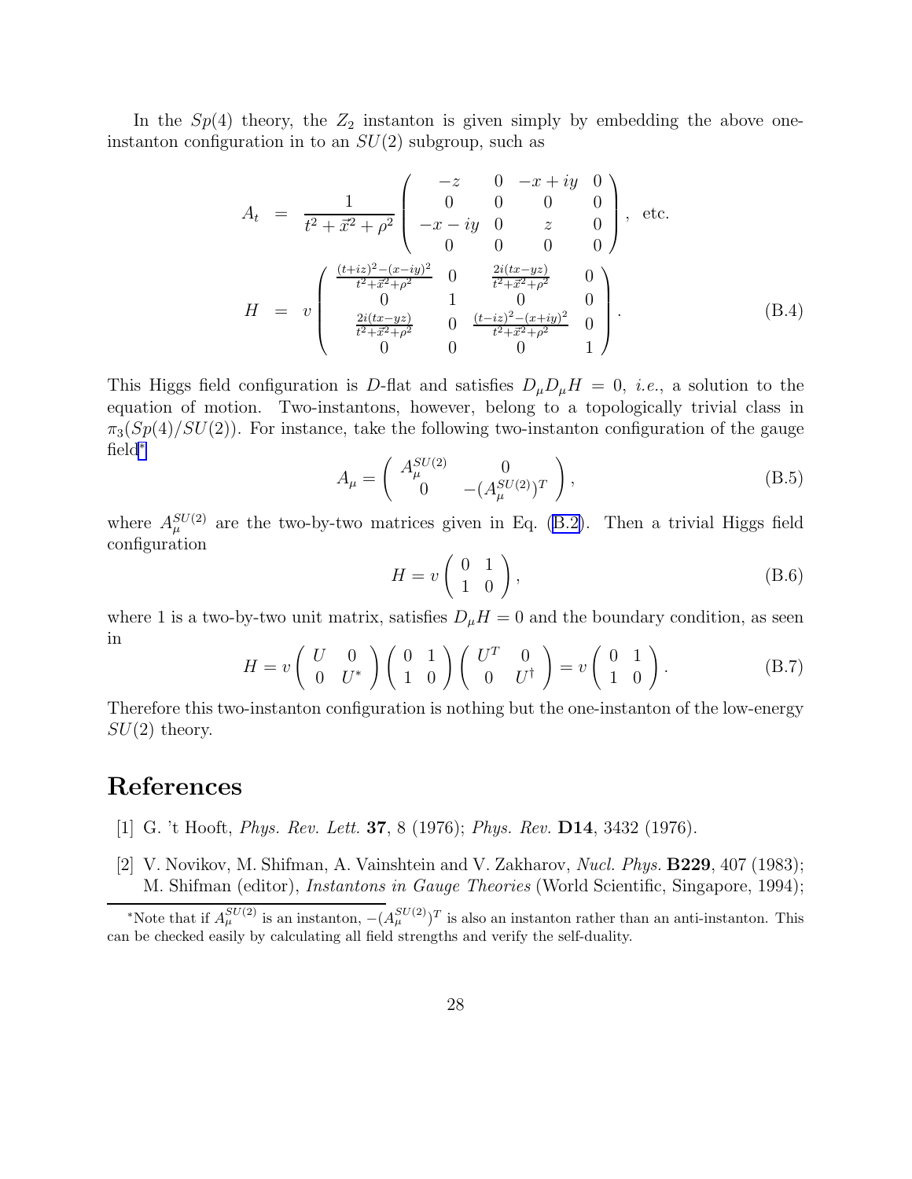In the $Sp(4)$ theory, the $Z_2$ instanton is given simply by embedding the above one-instanton configuration in to an $SU(2)$ subgroup, such as

$$
\begin{aligned}
A_t &= \frac{1}{t^2 + \vec{x}^2 + \rho^2} \begin{pmatrix} -z & 0 & -x+iy & 0 \\ 0 & 0 & 0 & 0 \\ -x-iy & 0 & z & 0 \\ 0 & 0 & 0 & 0 \end{pmatrix}, \text{ etc.} \\
H &= v \begin{pmatrix} \frac{(t+iz)^2-(x-iy)^2}{t^2+\vec{x}^2+\rho^2} & 0 & \frac{2i(tx-yz)}{t^2+\vec{x}^2+\rho^2} & 0 \\ 0 & 1 & 0 & 0 \\ \frac{2i(tx-yz)}{t^2+\vec{x}^2+\rho^2} & 0 & \frac{(t-iz)^2-(x+iy)^2}{t^2+\vec{x}^2+\rho^2} & 0 \\ 0 & 0 & 0 & 1 \end{pmatrix}.
\end{aligned}
\tag{B.4}
$$

This Higgs field configuration is $D$-flat and satisfies $D_\mu D_\mu H = 0$, *i.e.*, a solution to the equation of motion. Two-instantons, however, belong to a topologically trivial class in $\pi_3(Sp(4)/SU(2))$. For instance, take the following two-instanton configuration of the gauge field*

$$
A_\mu = \begin{pmatrix} A_\mu^{SU(2)} & 0 \\ 0 & -(A_\mu^{SU(2)})^T \end{pmatrix},
\tag{B.5}
$$

where $A_\mu^{SU(2)}$ are the two-by-two matrices given in Eq. (B.2). Then a trivial Higgs field configuration

$$
H = v \begin{pmatrix} 0 & 1 \\ 1 & 0 \end{pmatrix},
\tag{B.6}
$$

where 1 is a two-by-two unit matrix, satisfies $D_\mu H = 0$ and the boundary condition, as seen in

$$
H = v \begin{pmatrix} U & 0 \\ 0 & U^* \end{pmatrix} \begin{pmatrix} 0 & 1 \\ 1 & 0 \end{pmatrix} \begin{pmatrix} U^T & 0 \\ 0 & U^\dagger \end{pmatrix} = v \begin{pmatrix} 0 & 1 \\ 1 & 0 \end{pmatrix}.
\tag{B.7}
$$

Therefore this two-instanton configuration is nothing but the one-instanton of the low-energy $SU(2)$ theory.

# References

[1] G. 't Hooft, *Phys. Rev. Lett.* **37**, 8 (1976); *Phys. Rev.* **D14**, 3432 (1976).

[2] V. Novikov, M. Shifman, A. Vainshtein and V. Zakharov, *Nucl. Phys.* **B229**, 407 (1983); M. Shifman (editor), *Instantons in Gauge Theories* (World Scientific, Singapore, 1994);

*Note that if $A_\mu^{SU(2)}$ is an instanton, $-(A_\mu^{SU(2)})^T$ is also an instanton rather than an anti-instanton. This can be checked easily by calculating all field strengths and verify the self-duality.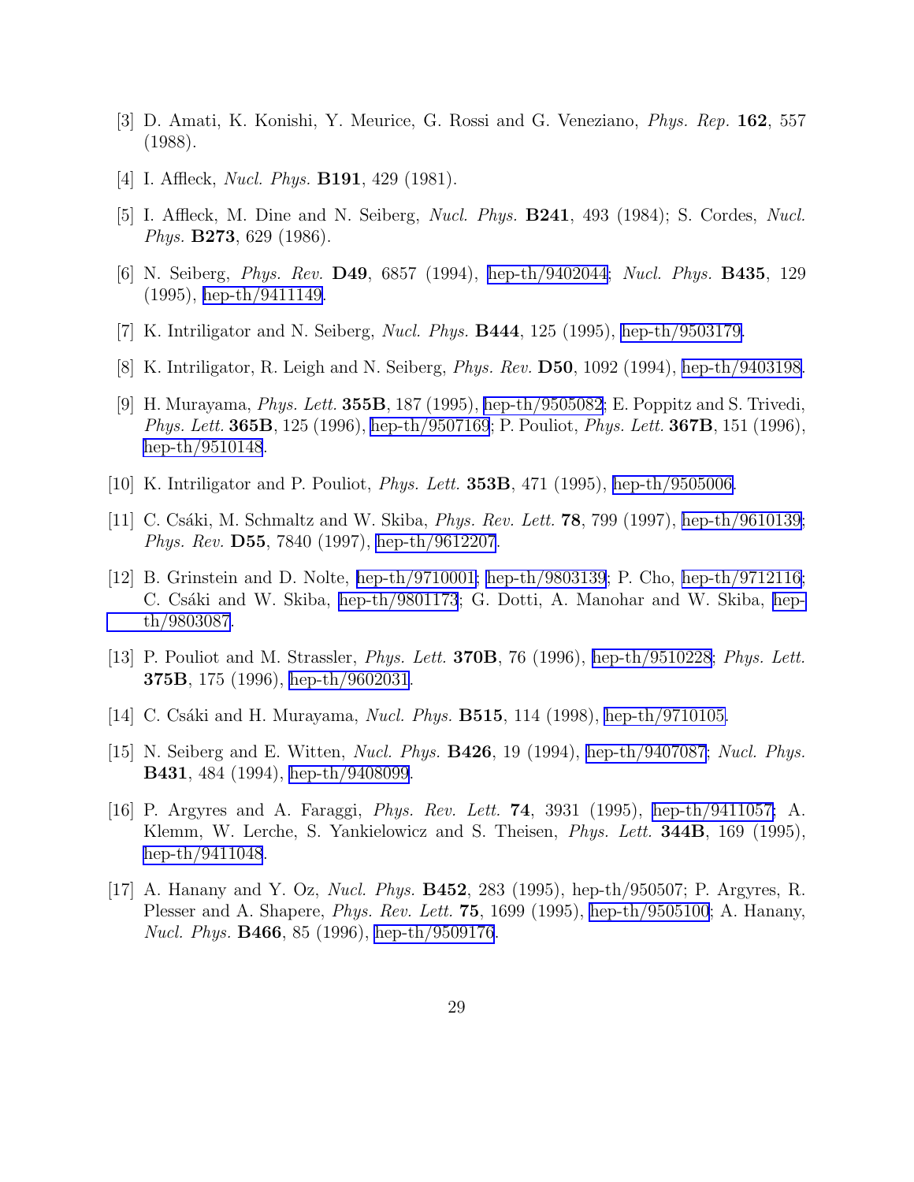[3] D. Amati, K. Konishi, Y. Meurice, G. Rossi and G. Veneziano, *Phys. Rep.* **162**, 557 (1988).

[4] I. Affleck, *Nucl. Phys.* **B191**, 429 (1981).

[5] I. Affleck, M. Dine and N. Seiberg, *Nucl. Phys.* **B241**, 493 (1984); S. Cordes, *Nucl. Phys.* **B273**, 629 (1986).

[6] N. Seiberg, *Phys. Rev.* **D49**, 6857 (1994), hep-th/9402044; *Nucl. Phys.* **B435**, 129 (1995), hep-th/9411149.

[7] K. Intriligator and N. Seiberg, *Nucl. Phys.* **B444**, 125 (1995), hep-th/9503179.

[8] K. Intriligator, R. Leigh and N. Seiberg, *Phys. Rev.* **D50**, 1092 (1994), hep-th/9403198.

[9] H. Murayama, *Phys. Lett.* **355B**, 187 (1995), hep-th/9505082; E. Poppitz and S. Trivedi, *Phys. Lett.* **365B**, 125 (1996), hep-th/9507169; P. Pouliot, *Phys. Lett.* **367B**, 151 (1996), hep-th/9510148.

[10] K. Intriligator and P. Pouliot, *Phys. Lett.* **353B**, 471 (1995), hep-th/9505006.

[11] C. Csáki, M. Schmaltz and W. Skiba, *Phys. Rev. Lett.* **78**, 799 (1997), hep-th/9610139; *Phys. Rev.* **D55**, 7840 (1997), hep-th/9612207.

[12] B. Grinstein and D. Nolte, hep-th/9710001; hep-th/9803139; P. Cho, hep-th/9712116; C. Csáki and W. Skiba, hep-th/9801173; G. Dotti, A. Manohar and W. Skiba, hep-th/9803087.

[13] P. Pouliot and M. Strassler, *Phys. Lett.* **370B**, 76 (1996), hep-th/9510228; *Phys. Lett.* **375B**, 175 (1996), hep-th/9602031.

[14] C. Csáki and H. Murayama, *Nucl. Phys.* **B515**, 114 (1998), hep-th/9710105.

[15] N. Seiberg and E. Witten, *Nucl. Phys.* **B426**, 19 (1994), hep-th/9407087; *Nucl. Phys.* **B431**, 484 (1994), hep-th/9408099.

[16] P. Argyres and A. Faraggi, *Phys. Rev. Lett.* **74**, 3931 (1995), hep-th/9411057; A. Klemm, W. Lerche, S. Yankielowicz and S. Theisen, *Phys. Lett.* **344B**, 169 (1995), hep-th/9411048.

[17] A. Hanany and Y. Oz, *Nucl. Phys.* **B452**, 283 (1995), hep-th/950507; P. Argyres, R. Plesser and A. Shapere, *Phys. Rev. Lett.* **75**, 1699 (1995), hep-th/9505100; A. Hanany, *Nucl. Phys.* **B466**, 85 (1996), hep-th/9509176.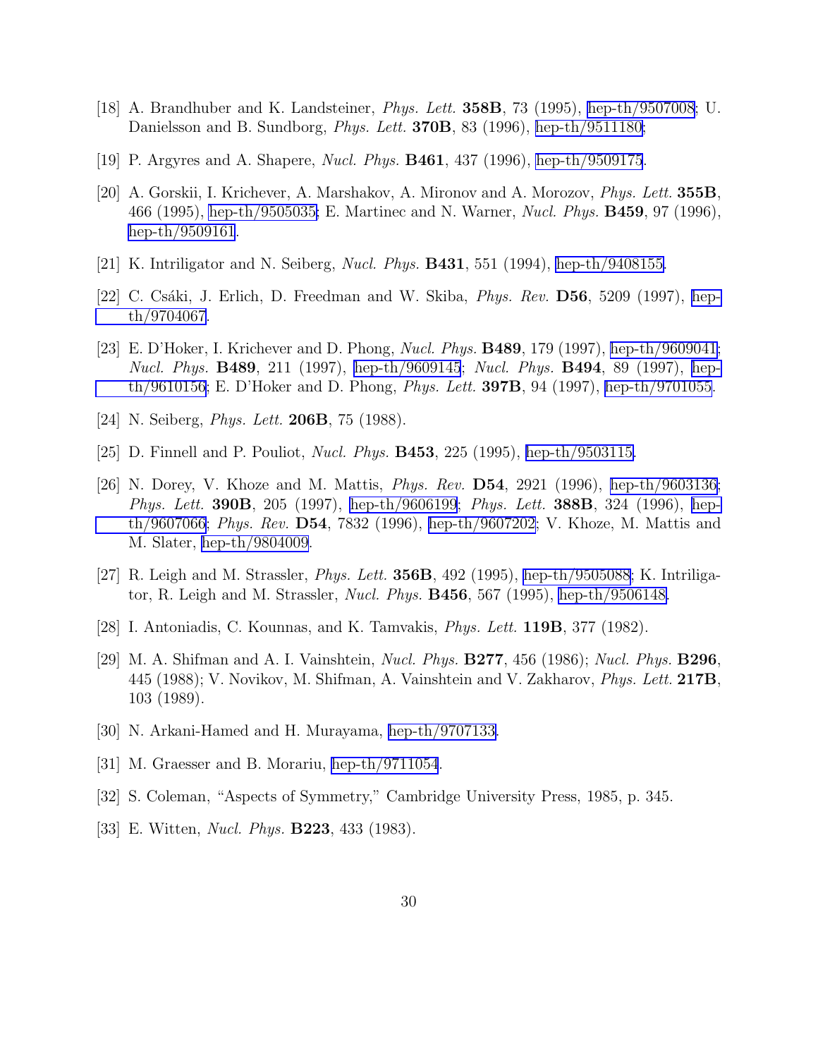[18] A. Brandhuber and K. Landsteiner, *Phys. Lett.* **358B**, 73 (1995), hep-th/9507008; U. Danielsson and B. Sundborg, *Phys. Lett.* **370B**, 83 (1996), hep-th/9511180;

[19] P. Argyres and A. Shapere, *Nucl. Phys.* **B461**, 437 (1996), hep-th/9509175.

[20] A. Gorskii, I. Krichever, A. Marshakov, A. Mironov and A. Morozov, *Phys. Lett.* **355B**, 466 (1995), hep-th/9505035; E. Martinec and N. Warner, *Nucl. Phys.* **B459**, 97 (1996), hep-th/9509161.

[21] K. Intriligator and N. Seiberg, *Nucl. Phys.* **B431**, 551 (1994), hep-th/9408155.

[22] C. Csáki, J. Erlich, D. Freedman and W. Skiba, *Phys. Rev.* **D56**, 5209 (1997), hep-th/9704067.

[23] E. D'Hoker, I. Krichever and D. Phong, *Nucl. Phys.* **B489**, 179 (1997), hep-th/9609041; *Nucl. Phys.* **B489**, 211 (1997), hep-th/9609145; *Nucl. Phys.* **B494**, 89 (1997), hep-th/9610156; E. D'Hoker and D. Phong, *Phys. Lett.* **397B**, 94 (1997), hep-th/9701055.

[24] N. Seiberg, *Phys. Lett.* **206B**, 75 (1988).

[25] D. Finnell and P. Pouliot, *Nucl. Phys.* **B453**, 225 (1995), hep-th/9503115.

[26] N. Dorey, V. Khoze and M. Mattis, *Phys. Rev.* **D54**, 2921 (1996), hep-th/9603136; *Phys. Lett.* **390B**, 205 (1997), hep-th/9606199; *Phys. Lett.* **388B**, 324 (1996), hep-th/9607066; *Phys. Rev.* **D54**, 7832 (1996), hep-th/9607202; V. Khoze, M. Mattis and M. Slater, hep-th/9804009.

[27] R. Leigh and M. Strassler, *Phys. Lett.* **356B**, 492 (1995), hep-th/9505088; K. Intriligator, R. Leigh and M. Strassler, *Nucl. Phys.* **B456**, 567 (1995), hep-th/9506148.

[28] I. Antoniadis, C. Kounnas, and K. Tamvakis, *Phys. Lett.* **119B**, 377 (1982).

[29] M. A. Shifman and A. I. Vainshtein, *Nucl. Phys.* **B277**, 456 (1986); *Nucl. Phys.* **B296**, 445 (1988); V. Novikov, M. Shifman, A. Vainshtein and V. Zakharov, *Phys. Lett.* **217B**, 103 (1989).

[30] N. Arkani-Hamed and H. Murayama, hep-th/9707133.

[31] M. Graesser and B. Morariu, hep-th/9711054.

[32] S. Coleman, "Aspects of Symmetry," Cambridge University Press, 1985, p. 345.

[33] E. Witten, *Nucl. Phys.* **B223**, 433 (1983).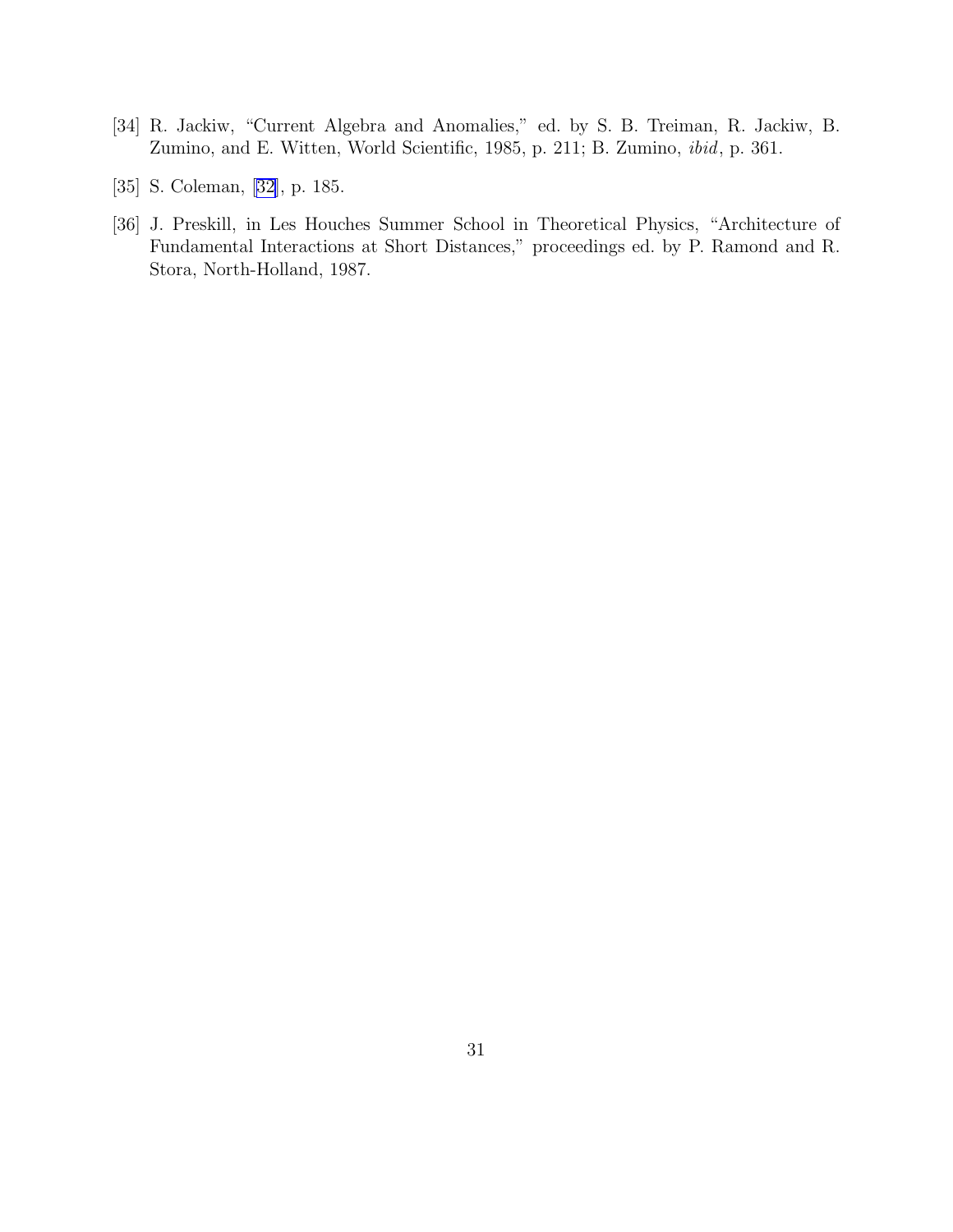[34] R. Jackiw, "Current Algebra and Anomalies," ed. by S. B. Treiman, R. Jackiw, B. Zumino, and E. Witten, World Scientific, 1985, p. 211; B. Zumino, *ibid*, p. 361.

[35] S. Coleman, [32], p. 185.

[36] J. Preskill, in Les Houches Summer School in Theoretical Physics, "Architecture of Fundamental Interactions at Short Distances," proceedings ed. by P. Ramond and R. Stora, North-Holland, 1987.